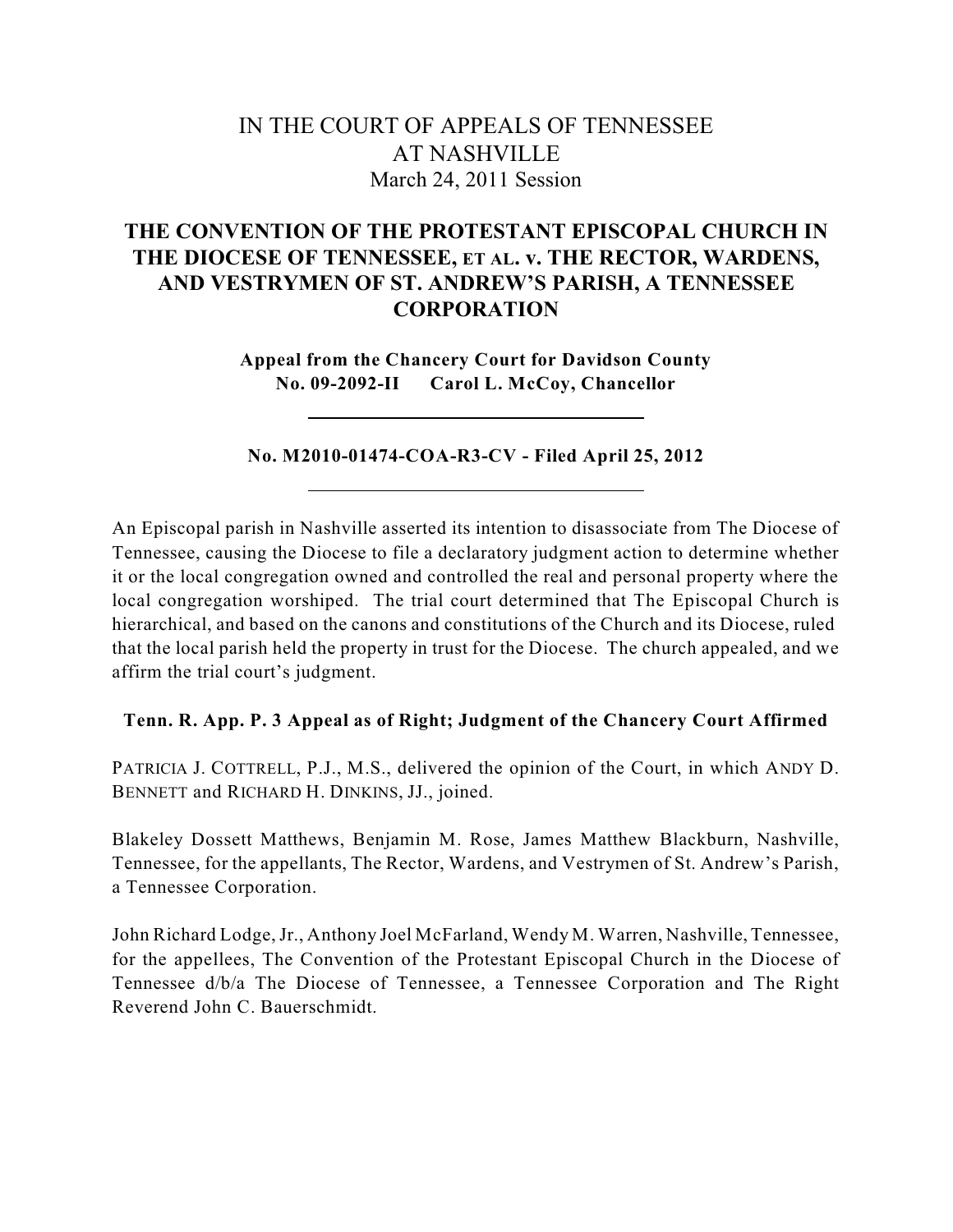# IN THE COURT OF APPEALS OF TENNESSEE
# AT NASHVILLE

March 24, 2011 Session

## THE CONVENTION OF THE PROTESTANT EPISCOPAL CHURCH IN THE DIOCESE OF TENNESSEE, ET AL. v. THE RECTOR, WARDENS, AND VESTRYMEN OF ST. ANDREW'S PARISH, A TENNESSEE CORPORATION

**Appeal from the Chancery Court for Davidson County**
**No. 09-2092-II Carol L. McCoy, Chancellor**

---

**No. M2010-01474-COA-R3-CV - Filed April 25, 2012**

---

An Episcopal parish in Nashville asserted its intention to disassociate from The Diocese of Tennessee, causing the Diocese to file a declaratory judgment action to determine whether it or the local congregation owned and controlled the real and personal property where the local congregation worshiped. The trial court determined that The Episcopal Church is hierarchical, and based on the canons and constitutions of the Church and its Diocese, ruled that the local parish held the property in trust for the Diocese. The church appealed, and we affirm the trial court's judgment.

**Tenn. R. App. P. 3 Appeal as of Right; Judgment of the Chancery Court Affirmed**

PATRICIA J. COTTRELL, P.J., M.S., delivered the opinion of the Court, in which ANDY D. BENNETT and RICHARD H. DINKINS, JJ., joined.

Blakeley Dossett Matthews, Benjamin M. Rose, James Matthew Blackburn, Nashville, Tennessee, for the appellants, The Rector, Wardens, and Vestrymen of St. Andrew's Parish, a Tennessee Corporation.

John Richard Lodge, Jr., Anthony Joel McFarland, Wendy M. Warren, Nashville, Tennessee, for the appellees, The Convention of the Protestant Episcopal Church in the Diocese of Tennessee d/b/a The Diocese of Tennessee, a Tennessee Corporation and The Right Reverend John C. Bauerschmidt.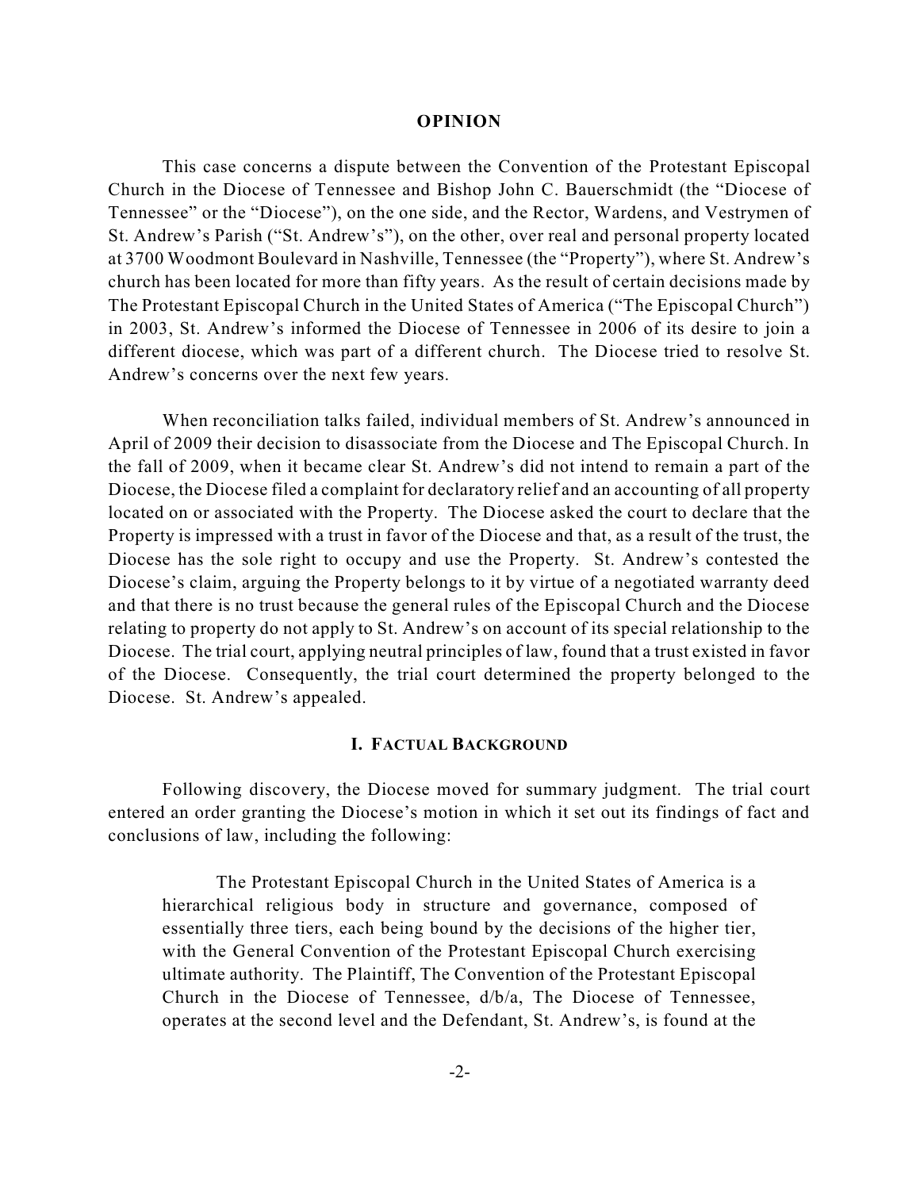## OPINION

This case concerns a dispute between the Convention of the Protestant Episcopal Church in the Diocese of Tennessee and Bishop John C. Bauerschmidt (the "Diocese of Tennessee" or the "Diocese"), on the one side, and the Rector, Wardens, and Vestrymen of St. Andrew's Parish ("St. Andrew's"), on the other, over real and personal property located at 3700 Woodmont Boulevard in Nashville, Tennessee (the "Property"), where St. Andrew's church has been located for more than fifty years. As the result of certain decisions made by The Protestant Episcopal Church in the United States of America ("The Episcopal Church") in 2003, St. Andrew's informed the Diocese of Tennessee in 2006 of its desire to join a different diocese, which was part of a different church. The Diocese tried to resolve St. Andrew's concerns over the next few years.

When reconciliation talks failed, individual members of St. Andrew's announced in April of 2009 their decision to disassociate from the Diocese and The Episcopal Church. In the fall of 2009, when it became clear St. Andrew's did not intend to remain a part of the Diocese, the Diocese filed a complaint for declaratory relief and an accounting of all property located on or associated with the Property. The Diocese asked the court to declare that the Property is impressed with a trust in favor of the Diocese and that, as a result of the trust, the Diocese has the sole right to occupy and use the Property. St. Andrew's contested the Diocese's claim, arguing the Property belongs to it by virtue of a negotiated warranty deed and that there is no trust because the general rules of the Episcopal Church and the Diocese relating to property do not apply to St. Andrew's on account of its special relationship to the Diocese. The trial court, applying neutral principles of law, found that a trust existed in favor of the Diocese. Consequently, the trial court determined the property belonged to the Diocese. St. Andrew's appealed.

## I. FACTUAL BACKGROUND

Following discovery, the Diocese moved for summary judgment. The trial court entered an order granting the Diocese's motion in which it set out its findings of fact and conclusions of law, including the following:

> The Protestant Episcopal Church in the United States of America is a hierarchical religious body in structure and governance, composed of essentially three tiers, each being bound by the decisions of the higher tier, with the General Convention of the Protestant Episcopal Church exercising ultimate authority. The Plaintiff, The Convention of the Protestant Episcopal Church in the Diocese of Tennessee, d/b/a, The Diocese of Tennessee, operates at the second level and the Defendant, St. Andrew's, is found at the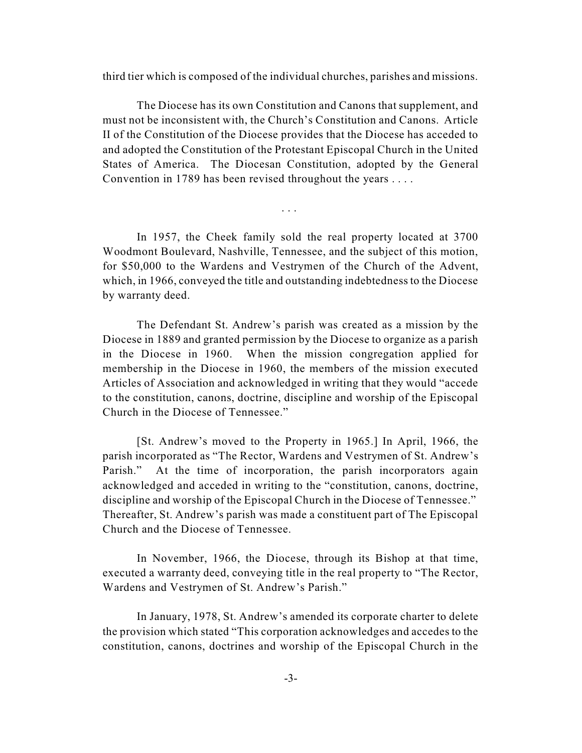third tier which is composed of the individual churches, parishes and missions.

The Diocese has its own Constitution and Canons that supplement, and must not be inconsistent with, the Church's Constitution and Canons. Article II of the Constitution of the Diocese provides that the Diocese has acceded to and adopted the Constitution of the Protestant Episcopal Church in the United States of America. The Diocesan Constitution, adopted by the General Convention in 1789 has been revised throughout the years . . . .

. . .

In 1957, the Cheek family sold the real property located at 3700 Woodmont Boulevard, Nashville, Tennessee, and the subject of this motion, for $50,000 to the Wardens and Vestrymen of the Church of the Advent, which, in 1966, conveyed the title and outstanding indebtedness to the Diocese by warranty deed.

The Defendant St. Andrew's parish was created as a mission by the Diocese in 1889 and granted permission by the Diocese to organize as a parish in the Diocese in 1960. When the mission congregation applied for membership in the Diocese in 1960, the members of the mission executed Articles of Association and acknowledged in writing that they would "accede to the constitution, canons, doctrine, discipline and worship of the Episcopal Church in the Diocese of Tennessee."

[St. Andrew's moved to the Property in 1965.] In April, 1966, the parish incorporated as "The Rector, Wardens and Vestrymen of St. Andrew's Parish." At the time of incorporation, the parish incorporators again acknowledged and acceded in writing to the "constitution, canons, doctrine, discipline and worship of the Episcopal Church in the Diocese of Tennessee." Thereafter, St. Andrew's parish was made a constituent part of The Episcopal Church and the Diocese of Tennessee.

In November, 1966, the Diocese, through its Bishop at that time, executed a warranty deed, conveying title in the real property to "The Rector, Wardens and Vestrymen of St. Andrew's Parish."

In January, 1978, St. Andrew's amended its corporate charter to delete the provision which stated "This corporation acknowledges and accedes to the constitution, canons, doctrines and worship of the Episcopal Church in the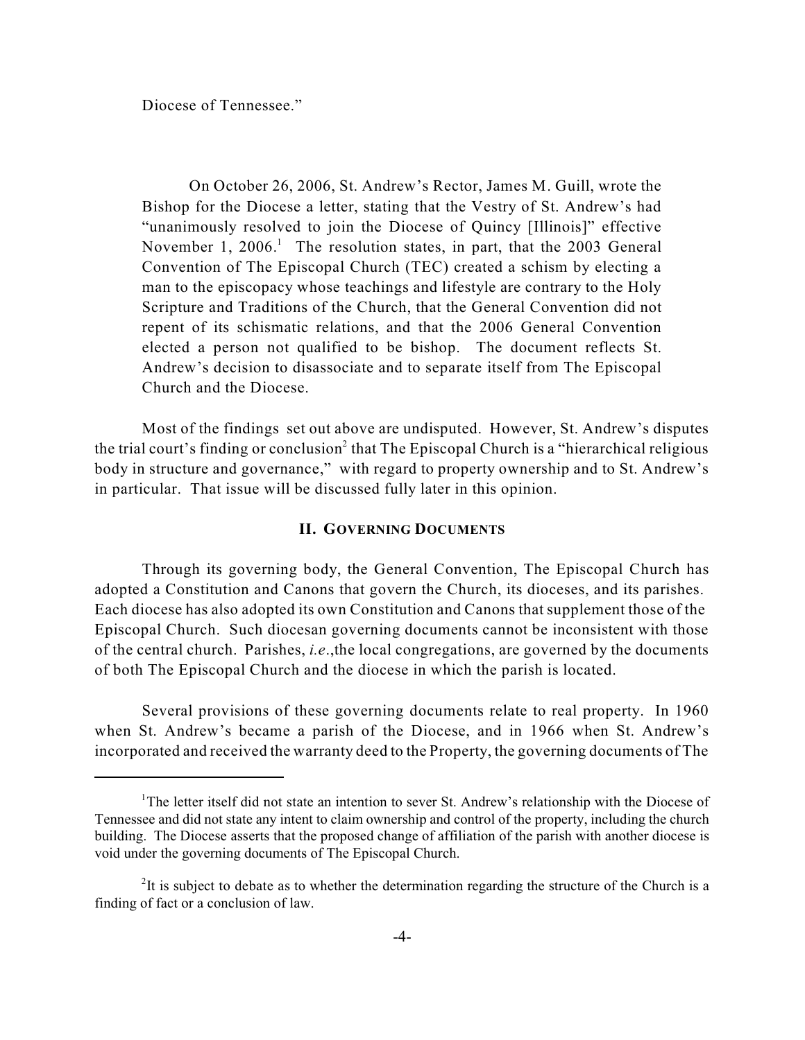Diocese of Tennessee."

> On October 26, 2006, St. Andrew's Rector, James M. Guill, wrote the Bishop for the Diocese a letter, stating that the Vestry of St. Andrew's had "unanimously resolved to join the Diocese of Quincy [Illinois]" effective November 1, 2006.[1] The resolution states, in part, that the 2003 General Convention of The Episcopal Church (TEC) created a schism by electing a man to the episcopacy whose teachings and lifestyle are contrary to the Holy Scripture and Traditions of the Church, that the General Convention did not repent of its schismatic relations, and that the 2006 General Convention elected a person not qualified to be bishop. The document reflects St. Andrew's decision to disassociate and to separate itself from The Episcopal Church and the Diocese.

Most of the findings set out above are undisputed. However, St. Andrew's disputes the trial court's finding or conclusion[2] that The Episcopal Church is a "hierarchical religious body in structure and governance," with regard to property ownership and to St. Andrew's in particular. That issue will be discussed fully later in this opinion.

## II. Governing Documents

Through its governing body, the General Convention, The Episcopal Church has adopted a Constitution and Canons that govern the Church, its dioceses, and its parishes. Each diocese has also adopted its own Constitution and Canons that supplement those of the Episcopal Church. Such diocesan governing documents cannot be inconsistent with those of the central church. Parishes, *i.e.*,the local congregations, are governed by the documents of both The Episcopal Church and the diocese in which the parish is located.

Several provisions of these governing documents relate to real property. In 1960 when St. Andrew's became a parish of the Diocese, and in 1966 when St. Andrew's incorporated and received the warranty deed to the Property, the governing documents of The

---

[1] The letter itself did not state an intention to sever St. Andrew's relationship with the Diocese of Tennessee and did not state any intent to claim ownership and control of the property, including the church building. The Diocese asserts that the proposed change of affiliation of the parish with another diocese is void under the governing documents of The Episcopal Church.

[2] It is subject to debate as to whether the determination regarding the structure of the Church is a finding of fact or a conclusion of law.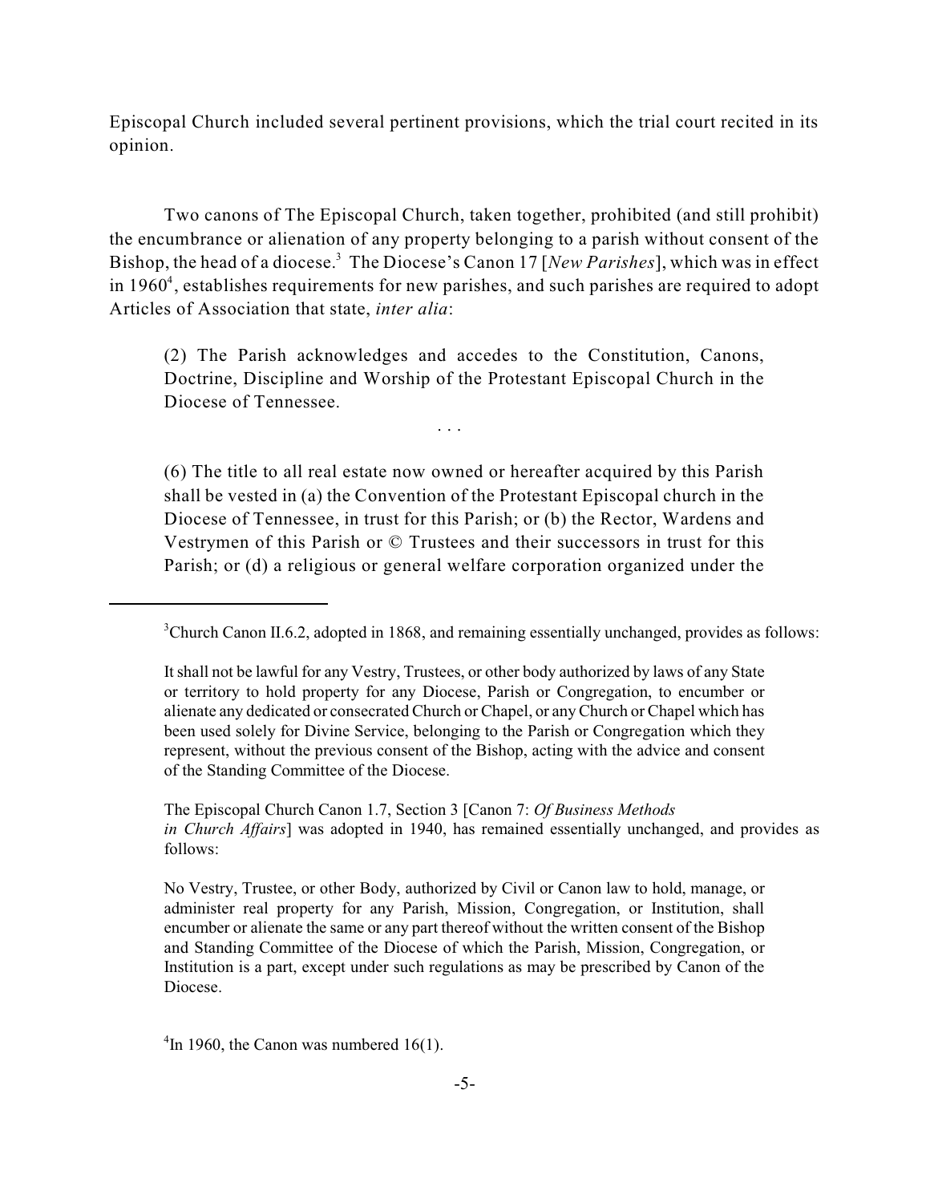Episcopal Church included several pertinent provisions, which the trial court recited in its opinion.

Two canons of The Episcopal Church, taken together, prohibited (and still prohibit) the encumbrance or alienation of any property belonging to a parish without consent of the Bishop, the head of a diocese.[3] The Diocese's Canon 17 [*New Parishes*], which was in effect in 1960[4], establishes requirements for new parishes, and such parishes are required to adopt Articles of Association that state, *inter alia*:

> (2) The Parish acknowledges and accedes to the Constitution, Canons, Doctrine, Discipline and Worship of the Protestant Episcopal Church in the Diocese of Tennessee.
>
> . . .
>
> (6) The title to all real estate now owned or hereafter acquired by this Parish shall be vested in (a) the Convention of the Protestant Episcopal church in the Diocese of Tennessee, in trust for this Parish; or (b) the Rector, Wardens and Vestrymen of this Parish or © Trustees and their successors in trust for this Parish; or (d) a religious or general welfare corporation organized under the

---

[3]Church Canon II.6.2, adopted in 1868, and remaining essentially unchanged, provides as follows:

> It shall not be lawful for any Vestry, Trustees, or other body authorized by laws of any State or territory to hold property for any Diocese, Parish or Congregation, to encumber or alienate any dedicated or consecrated Church or Chapel, or any Church or Chapel which has been used solely for Divine Service, belonging to the Parish or Congregation which they represent, without the previous consent of the Bishop, acting with the advice and consent of the Standing Committee of the Diocese.

The Episcopal Church Canon 1.7, Section 3 [Canon 7: *Of Business Methods in Church Affairs*] was adopted in 1940, has remained essentially unchanged, and provides as follows:

> No Vestry, Trustee, or other Body, authorized by Civil or Canon law to hold, manage, or administer real property for any Parish, Mission, Congregation, or Institution, shall encumber or alienate the same or any part thereof without the written consent of the Bishop and Standing Committee of the Diocese of which the Parish, Mission, Congregation, or Institution is a part, except under such regulations as may be prescribed by Canon of the Diocese.

[4]In 1960, the Canon was numbered 16(1).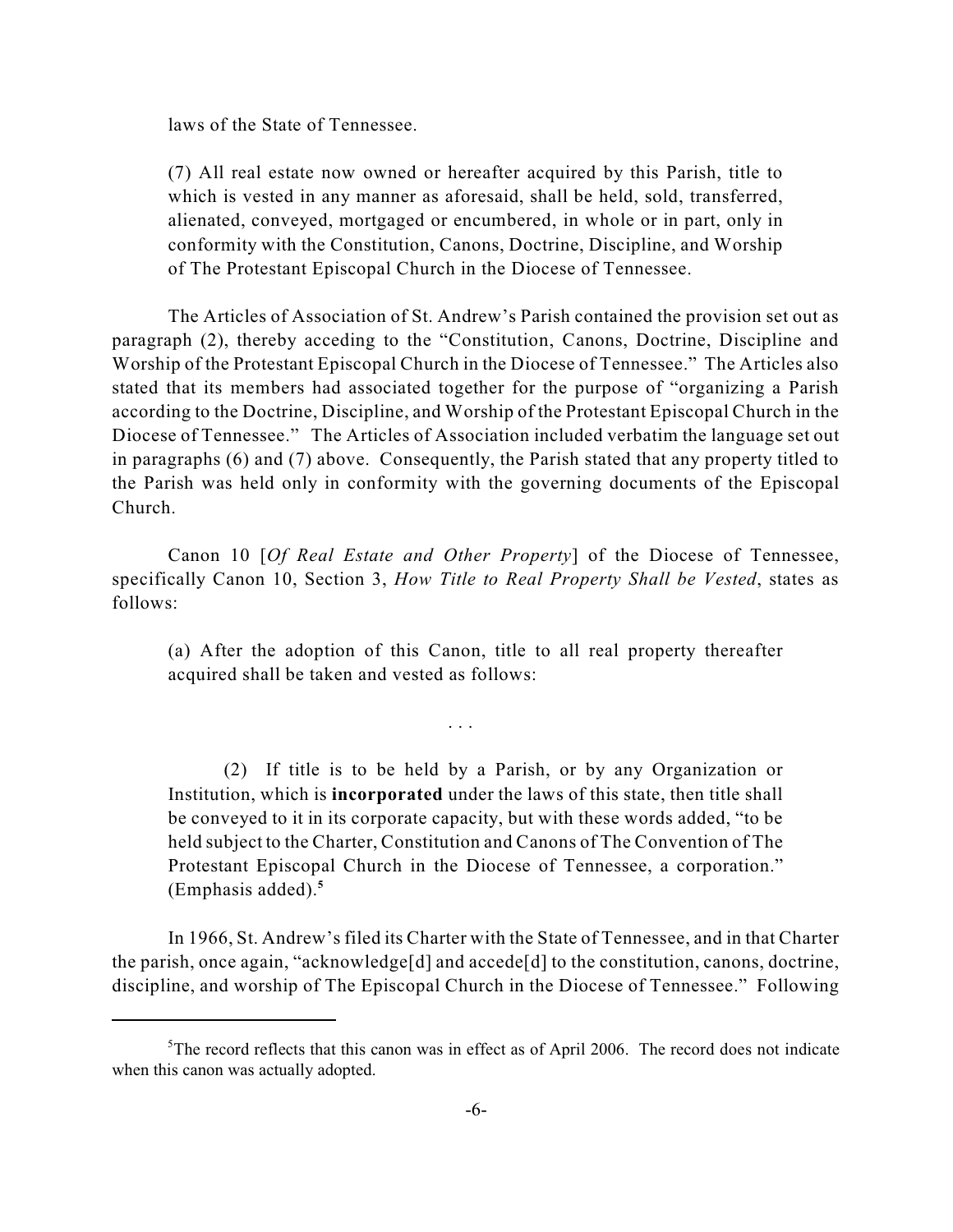laws of the State of Tennessee.

> (7) All real estate now owned or hereafter acquired by this Parish, title to which is vested in any manner as aforesaid, shall be held, sold, transferred, alienated, conveyed, mortgaged or encumbered, in whole or in part, only in conformity with the Constitution, Canons, Doctrine, Discipline, and Worship of The Protestant Episcopal Church in the Diocese of Tennessee.

The Articles of Association of St. Andrew's Parish contained the provision set out as paragraph (2), thereby acceding to the "Constitution, Canons, Doctrine, Discipline and Worship of the Protestant Episcopal Church in the Diocese of Tennessee." The Articles also stated that its members had associated together for the purpose of "organizing a Parish according to the Doctrine, Discipline, and Worship of the Protestant Episcopal Church in the Diocese of Tennessee." The Articles of Association included verbatim the language set out in paragraphs (6) and (7) above. Consequently, the Parish stated that any property titled to the Parish was held only in conformity with the governing documents of the Episcopal Church.

Canon 10 [*Of Real Estate and Other Property*] of the Diocese of Tennessee, specifically Canon 10, Section 3, *How Title to Real Property Shall be Vested*, states as follows:

> (a) After the adoption of this Canon, title to all real property thereafter acquired shall be taken and vested as follows:
>
> . . .
>
> (2) If title is to be held by a Parish, or by any Organization or Institution, which is **incorporated** under the laws of this state, then title shall be conveyed to it in its corporate capacity, but with these words added, "to be held subject to the Charter, Constitution and Canons of The Convention of The Protestant Episcopal Church in the Diocese of Tennessee, a corporation." (Emphasis added).[5]

In 1966, St. Andrew's filed its Charter with the State of Tennessee, and in that Charter the parish, once again, "acknowledge[d] and accede[d] to the constitution, canons, doctrine, discipline, and worship of The Episcopal Church in the Diocese of Tennessee." Following

---

[5] The record reflects that this canon was in effect as of April 2006. The record does not indicate when this canon was actually adopted.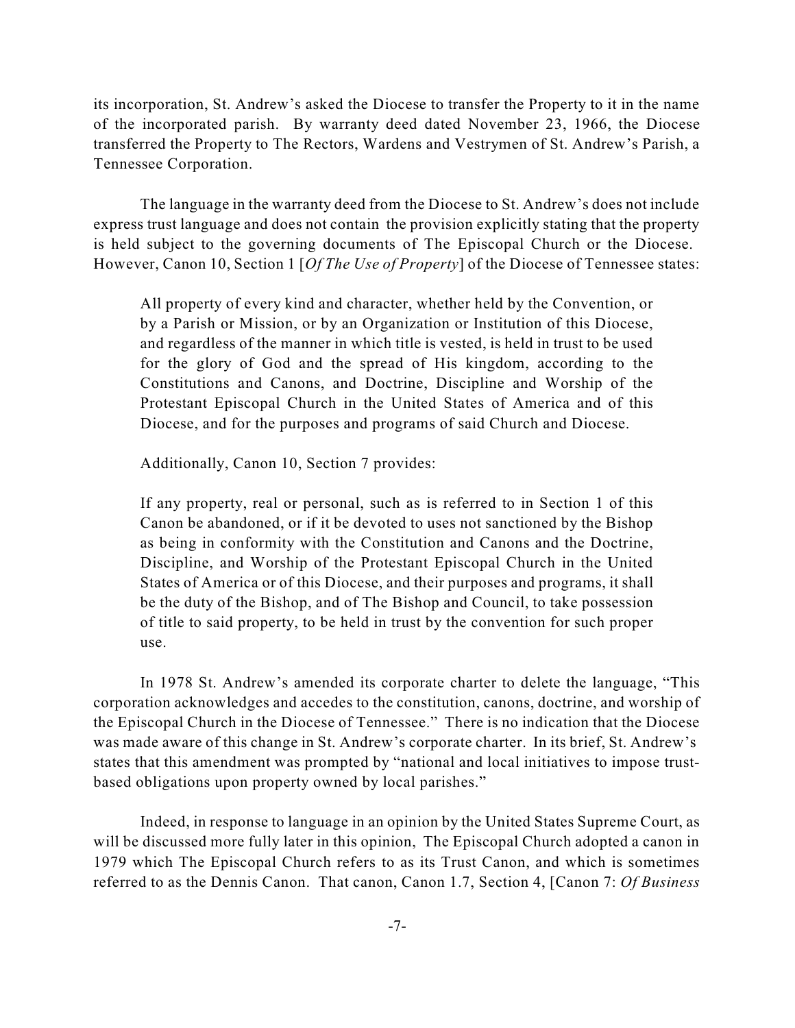its incorporation, St. Andrew's asked the Diocese to transfer the Property to it in the name of the incorporated parish. By warranty deed dated November 23, 1966, the Diocese transferred the Property to The Rectors, Wardens and Vestrymen of St. Andrew's Parish, a Tennessee Corporation.

The language in the warranty deed from the Diocese to St. Andrew's does not include express trust language and does not contain the provision explicitly stating that the property is held subject to the governing documents of The Episcopal Church or the Diocese. However, Canon 10, Section 1 [*Of The Use of Property*] of the Diocese of Tennessee states:

> All property of every kind and character, whether held by the Convention, or by a Parish or Mission, or by an Organization or Institution of this Diocese, and regardless of the manner in which title is vested, is held in trust to be used for the glory of God and the spread of His kingdom, according to the Constitutions and Canons, and Doctrine, Discipline and Worship of the Protestant Episcopal Church in the United States of America and of this Diocese, and for the purposes and programs of said Church and Diocese.

Additionally, Canon 10, Section 7 provides:

> If any property, real or personal, such as is referred to in Section 1 of this Canon be abandoned, or if it be devoted to uses not sanctioned by the Bishop as being in conformity with the Constitution and Canons and the Doctrine, Discipline, and Worship of the Protestant Episcopal Church in the United States of America or of this Diocese, and their purposes and programs, it shall be the duty of the Bishop, and of The Bishop and Council, to take possession of title to said property, to be held in trust by the convention for such proper use.

In 1978 St. Andrew's amended its corporate charter to delete the language, "This corporation acknowledges and accedes to the constitution, canons, doctrine, and worship of the Episcopal Church in the Diocese of Tennessee." There is no indication that the Diocese was made aware of this change in St. Andrew's corporate charter. In its brief, St. Andrew's states that this amendment was prompted by "national and local initiatives to impose trust-based obligations upon property owned by local parishes."

Indeed, in response to language in an opinion by the United States Supreme Court, as will be discussed more fully later in this opinion, The Episcopal Church adopted a canon in 1979 which The Episcopal Church refers to as its Trust Canon, and which is sometimes referred to as the Dennis Canon. That canon, Canon 1.7, Section 4, [Canon 7: *Of Business*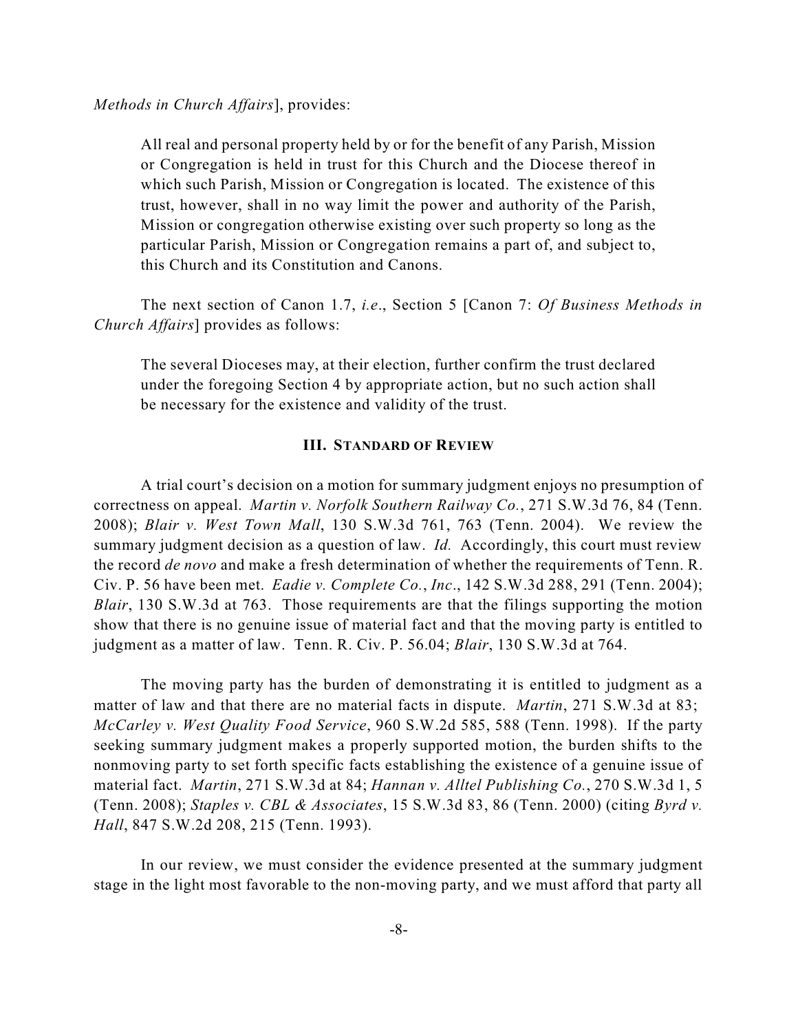*Methods in Church Affairs*], provides:

> All real and personal property held by or for the benefit of any Parish, Mission or Congregation is held in trust for this Church and the Diocese thereof in which such Parish, Mission or Congregation is located. The existence of this trust, however, shall in no way limit the power and authority of the Parish, Mission or congregation otherwise existing over such property so long as the particular Parish, Mission or Congregation remains a part of, and subject to, this Church and its Constitution and Canons.

The next section of Canon 1.7, *i.e*., Section 5 [Canon 7: *Of Business Methods in Church Affairs*] provides as follows:

> The several Dioceses may, at their election, further confirm the trust declared under the foregoing Section 4 by appropriate action, but no such action shall be necessary for the existence and validity of the trust.

## III. STANDARD OF REVIEW

A trial court's decision on a motion for summary judgment enjoys no presumption of correctness on appeal. *Martin v. Norfolk Southern Railway Co.*, 271 S.W.3d 76, 84 (Tenn. 2008); *Blair v. West Town Mall*, 130 S.W.3d 761, 763 (Tenn. 2004). We review the summary judgment decision as a question of law. *Id.* Accordingly, this court must review the record *de novo* and make a fresh determination of whether the requirements of Tenn. R. Civ. P. 56 have been met. *Eadie v. Complete Co.*, *Inc*., 142 S.W.3d 288, 291 (Tenn. 2004); *Blair*, 130 S.W.3d at 763. Those requirements are that the filings supporting the motion show that there is no genuine issue of material fact and that the moving party is entitled to judgment as a matter of law. Tenn. R. Civ. P. 56.04; *Blair*, 130 S.W.3d at 764.

The moving party has the burden of demonstrating it is entitled to judgment as a matter of law and that there are no material facts in dispute. *Martin*, 271 S.W.3d at 83; *McCarley v. West Quality Food Service*, 960 S.W.2d 585, 588 (Tenn. 1998). If the party seeking summary judgment makes a properly supported motion, the burden shifts to the nonmoving party to set forth specific facts establishing the existence of a genuine issue of material fact. *Martin*, 271 S.W.3d at 84; *Hannan v. Alltel Publishing Co.*, 270 S.W.3d 1, 5 (Tenn. 2008); *Staples v. CBL & Associates*, 15 S.W.3d 83, 86 (Tenn. 2000) (citing *Byrd v. Hall*, 847 S.W.2d 208, 215 (Tenn. 1993).

In our review, we must consider the evidence presented at the summary judgment stage in the light most favorable to the non-moving party, and we must afford that party all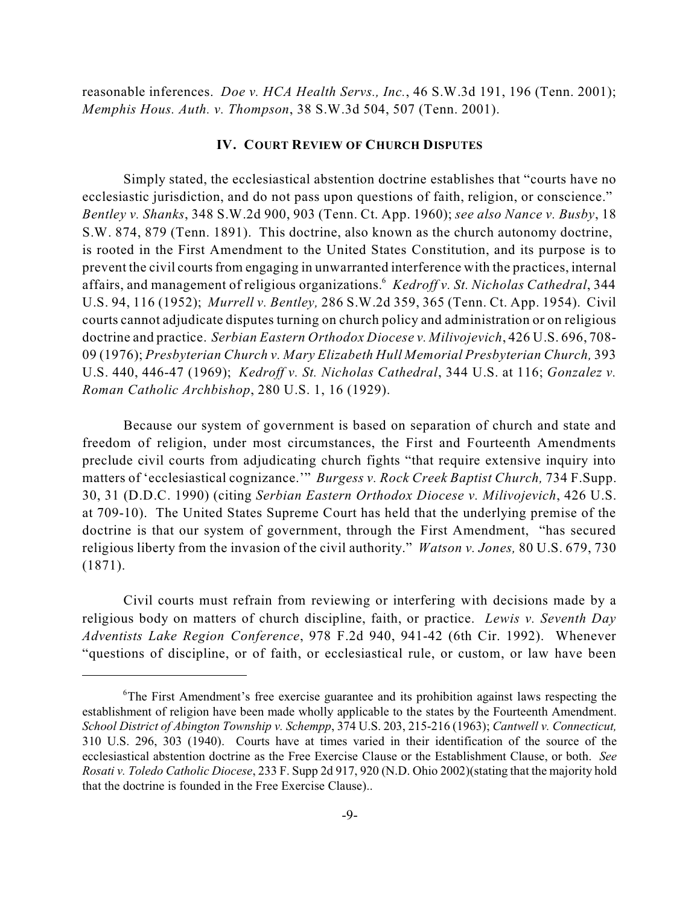reasonable inferences. *Doe v. HCA Health Servs., Inc.*, 46 S.W.3d 191, 196 (Tenn. 2001); *Memphis Hous. Auth. v. Thompson*, 38 S.W.3d 504, 507 (Tenn. 2001).

## IV. COURT REVIEW OF CHURCH DISPUTES

Simply stated, the ecclesiastical abstention doctrine establishes that "courts have no ecclesiastic jurisdiction, and do not pass upon questions of faith, religion, or conscience." *Bentley v. Shanks*, 348 S.W.2d 900, 903 (Tenn. Ct. App. 1960); *see also Nance v. Busby*, 18 S.W. 874, 879 (Tenn. 1891). This doctrine, also known as the church autonomy doctrine, is rooted in the First Amendment to the United States Constitution, and its purpose is to prevent the civil courts from engaging in unwarranted interference with the practices, internal affairs, and management of religious organizations.[6] *Kedroff v. St. Nicholas Cathedral*, 344 U.S. 94, 116 (1952); *Murrell v. Bentley,* 286 S.W.2d 359, 365 (Tenn. Ct. App. 1954). Civil courts cannot adjudicate disputes turning on church policy and administration or on religious doctrine and practice. *Serbian Eastern Orthodox Diocese v. Milivojevich*, 426 U.S. 696, 708-09 (1976); *Presbyterian Church v. Mary Elizabeth Hull Memorial Presbyterian Church,* 393 U.S. 440, 446-47 (1969); *Kedroff v. St. Nicholas Cathedral*, 344 U.S. at 116; *Gonzalez v. Roman Catholic Archbishop*, 280 U.S. 1, 16 (1929).

Because our system of government is based on separation of church and state and freedom of religion, under most circumstances, the First and Fourteenth Amendments preclude civil courts from adjudicating church fights "that require extensive inquiry into matters of 'ecclesiastical cognizance.'" *Burgess v. Rock Creek Baptist Church,* 734 F.Supp. 30, 31 (D.D.C. 1990) (citing *Serbian Eastern Orthodox Diocese v. Milivojevich*, 426 U.S. at 709-10). The United States Supreme Court has held that the underlying premise of the doctrine is that our system of government, through the First Amendment, "has secured religious liberty from the invasion of the civil authority." *Watson v. Jones,* 80 U.S. 679, 730 (1871).

Civil courts must refrain from reviewing or interfering with decisions made by a religious body on matters of church discipline, faith, or practice. *Lewis v. Seventh Day Adventists Lake Region Conference*, 978 F.2d 940, 941-42 (6th Cir. 1992). Whenever "questions of discipline, or of faith, or ecclesiastical rule, or custom, or law have been

---

[6] The First Amendment's free exercise guarantee and its prohibition against laws respecting the establishment of religion have been made wholly applicable to the states by the Fourteenth Amendment. *School District of Abington Township v. Schempp*, 374 U.S. 203, 215-216 (1963); *Cantwell v. Connecticut,* 310 U.S. 296, 303 (1940). Courts have at times varied in their identification of the source of the ecclesiastical abstention doctrine as the Free Exercise Clause or the Establishment Clause, or both. *See Rosati v. Toledo Catholic Diocese*, 233 F. Supp 2d 917, 920 (N.D. Ohio 2002)(stating that the majority hold that the doctrine is founded in the Free Exercise Clause)..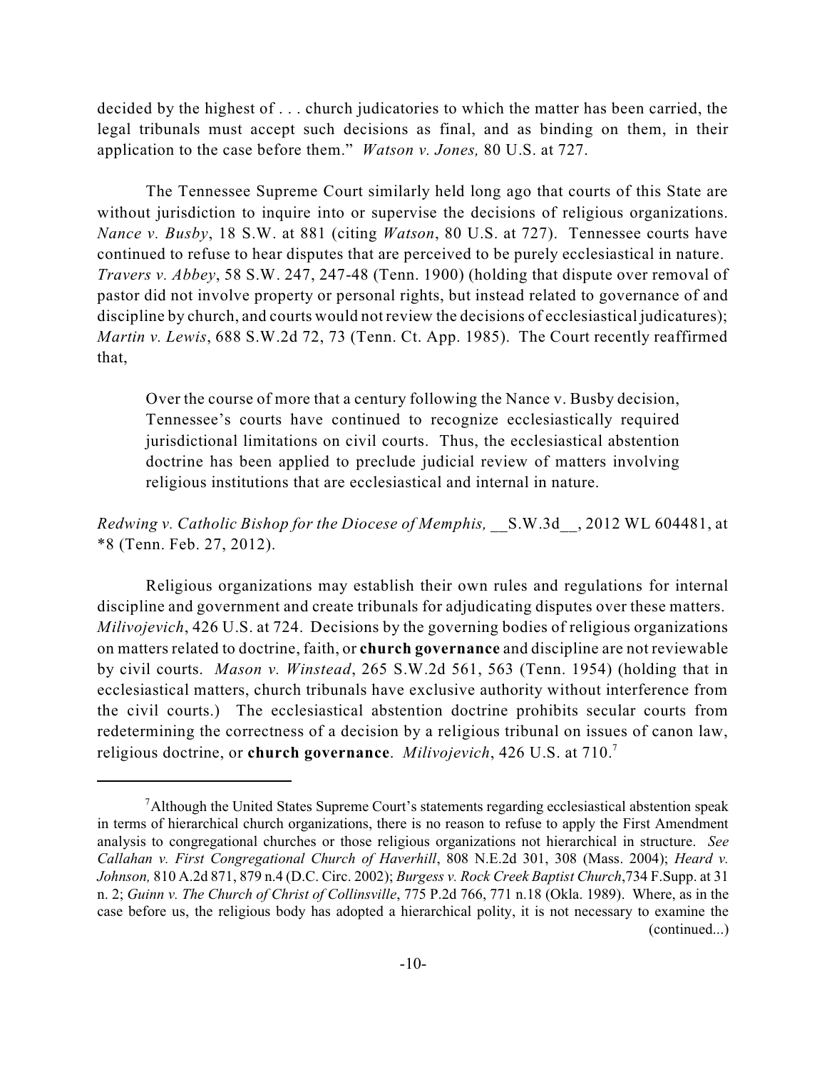decided by the highest of . . . church judicatories to which the matter has been carried, the legal tribunals must accept such decisions as final, and as binding on them, in their application to the case before them." *Watson v. Jones,* 80 U.S. at 727.

The Tennessee Supreme Court similarly held long ago that courts of this State are without jurisdiction to inquire into or supervise the decisions of religious organizations. *Nance v. Busby*, 18 S.W. at 881 (citing *Watson*, 80 U.S. at 727). Tennessee courts have continued to refuse to hear disputes that are perceived to be purely ecclesiastical in nature. *Travers v. Abbey*, 58 S.W. 247, 247-48 (Tenn. 1900) (holding that dispute over removal of pastor did not involve property or personal rights, but instead related to governance of and discipline by church, and courts would not review the decisions of ecclesiastical judicatures); *Martin v. Lewis*, 688 S.W.2d 72, 73 (Tenn. Ct. App. 1985). The Court recently reaffirmed that,

> Over the course of more that a century following the Nance v. Busby decision, Tennessee's courts have continued to recognize ecclesiastically required jurisdictional limitations on civil courts. Thus, the ecclesiastical abstention doctrine has been applied to preclude judicial review of matters involving religious institutions that are ecclesiastical and internal in nature.

*Redwing v. Catholic Bishop for the Diocese of Memphis,* __S.W.3d__, 2012 WL 604481, at *8 (Tenn. Feb. 27, 2012).

Religious organizations may establish their own rules and regulations for internal discipline and government and create tribunals for adjudicating disputes over these matters. *Milivojevich*, 426 U.S. at 724. Decisions by the governing bodies of religious organizations on matters related to doctrine, faith, or **church governance** and discipline are not reviewable by civil courts. *Mason v. Winstead*, 265 S.W.2d 561, 563 (Tenn. 1954) (holding that in ecclesiastical matters, church tribunals have exclusive authority without interference from the civil courts.) The ecclesiastical abstention doctrine prohibits secular courts from redetermining the correctness of a decision by a religious tribunal on issues of canon law, religious doctrine, or **church governance**. *Milivojevich*, 426 U.S. at 710.[7]

---

[7] Although the United States Supreme Court's statements regarding ecclesiastical abstention speak in terms of hierarchical church organizations, there is no reason to refuse to apply the First Amendment analysis to congregational churches or those religious organizations not hierarchical in structure. *See Callahan v. First Congregational Church of Haverhill*, 808 N.E.2d 301, 308 (Mass. 2004); *Heard v. Johnson,* 810 A.2d 871, 879 n.4 (D.C. Circ. 2002); *Burgess v. Rock Creek Baptist Church*,734 F.Supp. at 31 n. 2; *Guinn v. The Church of Christ of Collinsville*, 775 P.2d 766, 771 n.18 (Okla. 1989). Where, as in the case before us, the religious body has adopted a hierarchical polity, it is not necessary to examine the (continued...)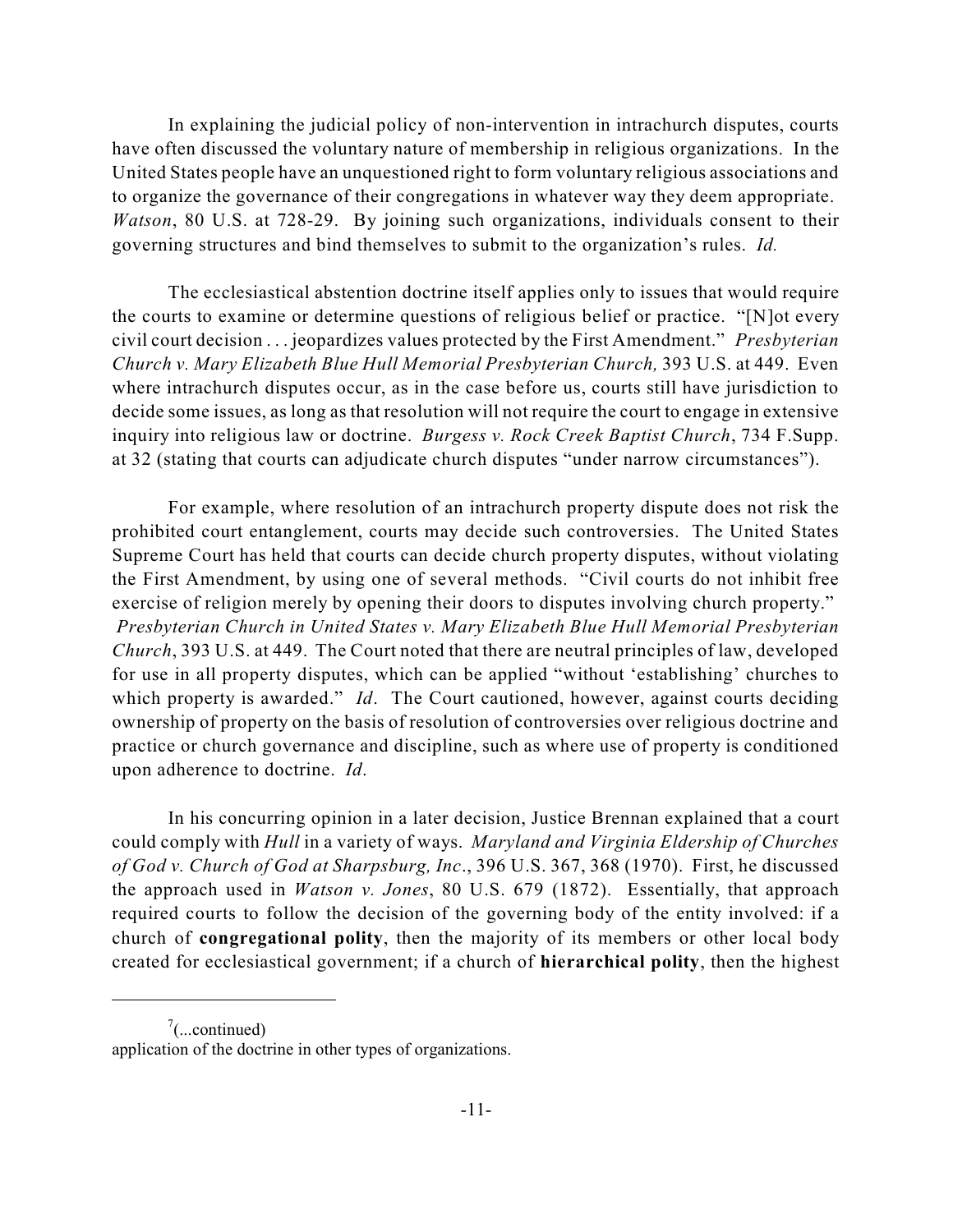In explaining the judicial policy of non-intervention in intrachurch disputes, courts have often discussed the voluntary nature of membership in religious organizations. In the United States people have an unquestioned right to form voluntary religious associations and to organize the governance of their congregations in whatever way they deem appropriate. *Watson*, 80 U.S. at 728-29. By joining such organizations, individuals consent to their governing structures and bind themselves to submit to the organization's rules. *Id.*

The ecclesiastical abstention doctrine itself applies only to issues that would require the courts to examine or determine questions of religious belief or practice. "[N]ot every civil court decision . . . jeopardizes values protected by the First Amendment." *Presbyterian Church v. Mary Elizabeth Blue Hull Memorial Presbyterian Church,* 393 U.S. at 449. Even where intrachurch disputes occur, as in the case before us, courts still have jurisdiction to decide some issues, as long as that resolution will not require the court to engage in extensive inquiry into religious law or doctrine. *Burgess v. Rock Creek Baptist Church*, 734 F.Supp. at 32 (stating that courts can adjudicate church disputes "under narrow circumstances").

For example, where resolution of an intrachurch property dispute does not risk the prohibited court entanglement, courts may decide such controversies. The United States Supreme Court has held that courts can decide church property disputes, without violating the First Amendment, by using one of several methods. "Civil courts do not inhibit free exercise of religion merely by opening their doors to disputes involving church property." *Presbyterian Church in United States v. Mary Elizabeth Blue Hull Memorial Presbyterian Church*, 393 U.S. at 449. The Court noted that there are neutral principles of law, developed for use in all property disputes, which can be applied "without 'establishing' churches to which property is awarded." *Id*. The Court cautioned, however, against courts deciding ownership of property on the basis of resolution of controversies over religious doctrine and practice or church governance and discipline, such as where use of property is conditioned upon adherence to doctrine. *Id*.

In his concurring opinion in a later decision, Justice Brennan explained that a court could comply with *Hull* in a variety of ways. *Maryland and Virginia Eldership of Churches of God v. Church of God at Sharpsburg, Inc*., 396 U.S. 367, 368 (1970). First, he discussed the approach used in *Watson v. Jones*, 80 U.S. 679 (1872). Essentially, that approach required courts to follow the decision of the governing body of the entity involved: if a church of **congregational polity**, then the majority of its members or other local body created for ecclesiastical government; if a church of **hierarchical polity**, then the highest

---

[7](...continued)
application of the doctrine in other types of organizations.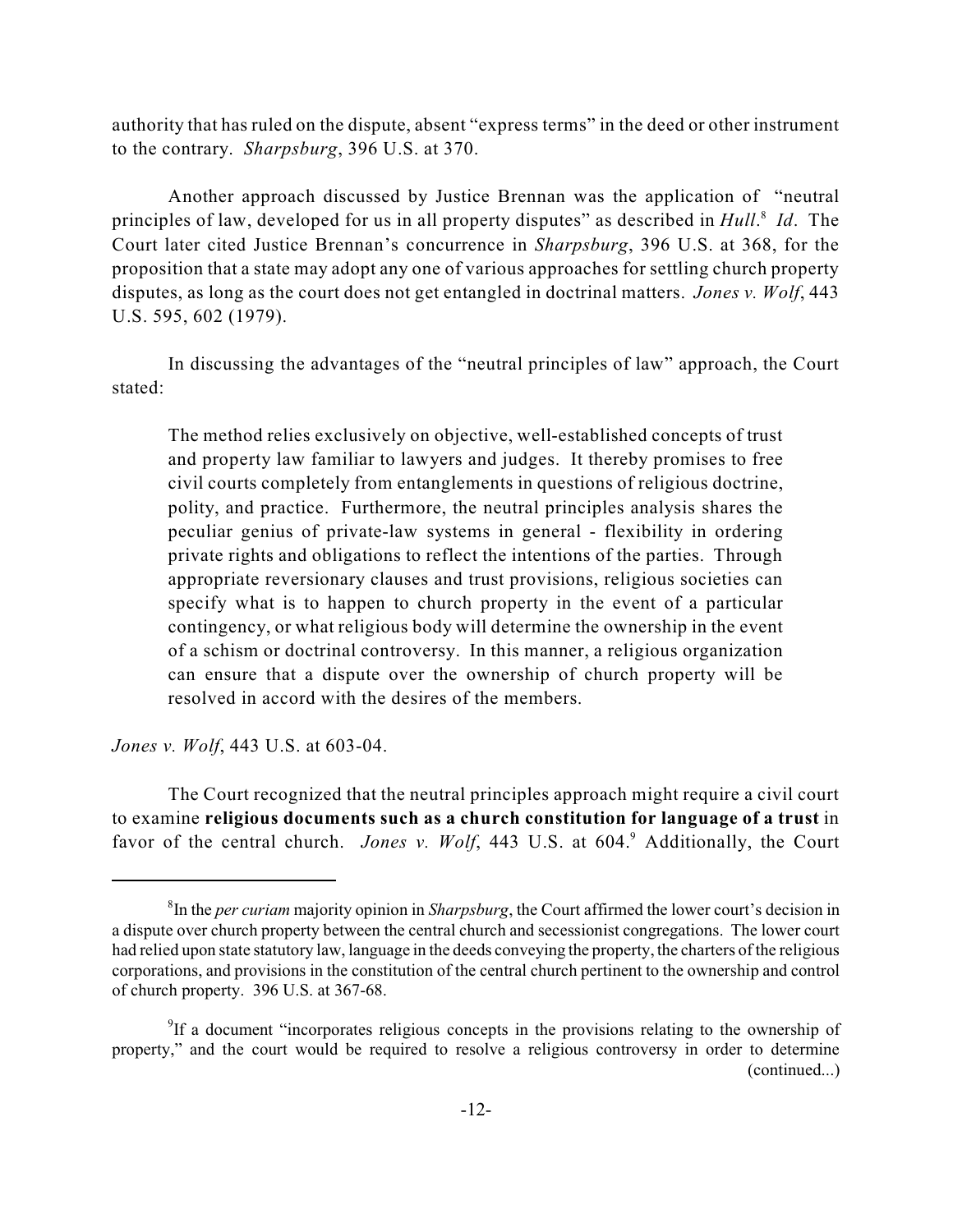authority that has ruled on the dispute, absent "express terms" in the deed or other instrument to the contrary. *Sharpsburg*, 396 U.S. at 370.

Another approach discussed by Justice Brennan was the application of "neutral principles of law, developed for us in all property disputes" as described in *Hull*.[8] *Id*. The Court later cited Justice Brennan's concurrence in *Sharpsburg*, 396 U.S. at 368, for the proposition that a state may adopt any one of various approaches for settling church property disputes, as long as the court does not get entangled in doctrinal matters. *Jones v. Wolf*, 443 U.S. 595, 602 (1979).

In discussing the advantages of the "neutral principles of law" approach, the Court stated:

> The method relies exclusively on objective, well-established concepts of trust and property law familiar to lawyers and judges. It thereby promises to free civil courts completely from entanglements in questions of religious doctrine, polity, and practice. Furthermore, the neutral principles analysis shares the peculiar genius of private-law systems in general - flexibility in ordering private rights and obligations to reflect the intentions of the parties. Through appropriate reversionary clauses and trust provisions, religious societies can specify what is to happen to church property in the event of a particular contingency, or what religious body will determine the ownership in the event of a schism or doctrinal controversy. In this manner, a religious organization can ensure that a dispute over the ownership of church property will be resolved in accord with the desires of the members.

*Jones v. Wolf*, 443 U.S. at 603-04.

The Court recognized that the neutral principles approach might require a civil court to examine **religious documents such as a church constitution for language of a trust** in favor of the central church. *Jones v. Wolf*, 443 U.S. at 604.[9] Additionally, the Court

---

[8] In the *per curiam* majority opinion in *Sharpsburg*, the Court affirmed the lower court's decision in a dispute over church property between the central church and secessionist congregations. The lower court had relied upon state statutory law, language in the deeds conveying the property, the charters of the religious corporations, and provisions in the constitution of the central church pertinent to the ownership and control of church property. 396 U.S. at 367-68.

[9] If a document "incorporates religious concepts in the provisions relating to the ownership of property," and the court would be required to resolve a religious controversy in order to determine (continued...)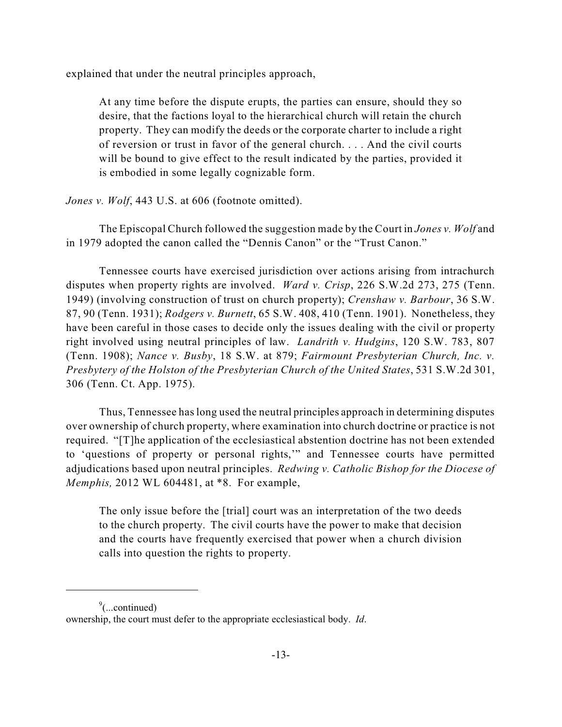explained that under the neutral principles approach,

> At any time before the dispute erupts, the parties can ensure, should they so desire, that the factions loyal to the hierarchical church will retain the church property. They can modify the deeds or the corporate charter to include a right of reversion or trust in favor of the general church. . . . And the civil courts will be bound to give effect to the result indicated by the parties, provided it is embodied in some legally cognizable form.

*Jones v. Wolf*, 443 U.S. at 606 (footnote omitted).

The Episcopal Church followed the suggestion made by the Court in *Jones v. Wolf* and in 1979 adopted the canon called the "Dennis Canon" or the "Trust Canon."

Tennessee courts have exercised jurisdiction over actions arising from intrachurch disputes when property rights are involved. *Ward v. Crisp*, 226 S.W.2d 273, 275 (Tenn. 1949) (involving construction of trust on church property); *Crenshaw v. Barbour*, 36 S.W. 87, 90 (Tenn. 1931); *Rodgers v. Burnett*, 65 S.W. 408, 410 (Tenn. 1901). Nonetheless, they have been careful in those cases to decide only the issues dealing with the civil or property right involved using neutral principles of law. *Landrith v. Hudgins*, 120 S.W. 783, 807 (Tenn. 1908); *Nance v. Busby*, 18 S.W. at 879; *Fairmount Presbyterian Church, Inc. v. Presbytery of the Holston of the Presbyterian Church of the United States*, 531 S.W.2d 301, 306 (Tenn. Ct. App. 1975).

Thus, Tennessee has long used the neutral principles approach in determining disputes over ownership of church property, where examination into church doctrine or practice is not required. "[T]he application of the ecclesiastical abstention doctrine has not been extended to 'questions of property or personal rights,'" and Tennessee courts have permitted adjudications based upon neutral principles. *Redwing v. Catholic Bishop for the Diocese of Memphis,* 2012 WL 604481, at *8. For example,

> The only issue before the [trial] court was an interpretation of the two deeds to the church property. The civil courts have the power to make that decision and the courts have frequently exercised that power when a church division calls into question the rights to property.

---

[9](...continued)
ownership, the court must defer to the appropriate ecclesiastical body. *Id*.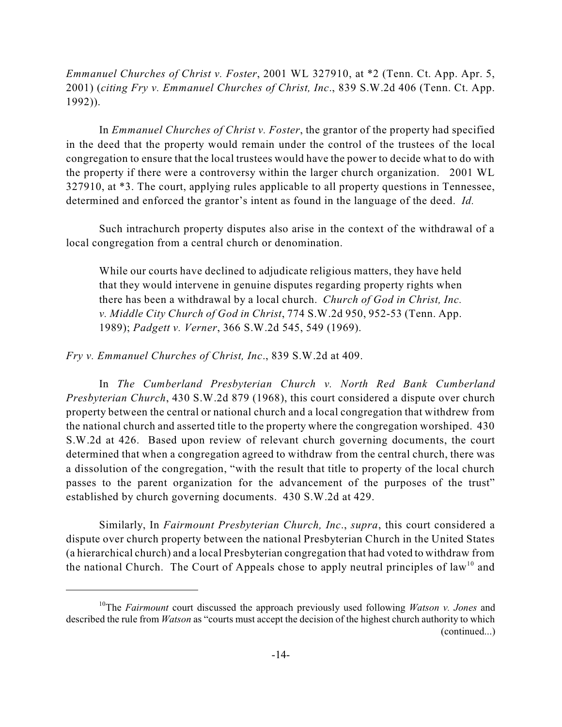*Emmanuel Churches of Christ v. Foster*, 2001 WL 327910, at *2 (Tenn. Ct. App. Apr. 5, 2001) (*citing Fry v. Emmanuel Churches of Christ, Inc*., 839 S.W.2d 406 (Tenn. Ct. App. 1992)).

In *Emmanuel Churches of Christ v. Foster*, the grantor of the property had specified in the deed that the property would remain under the control of the trustees of the local congregation to ensure that the local trustees would have the power to decide what to do with the property if there were a controversy within the larger church organization. 2001 WL 327910, at *3. The court, applying rules applicable to all property questions in Tennessee, determined and enforced the grantor's intent as found in the language of the deed. *Id.*

Such intrachurch property disputes also arise in the context of the withdrawal of a local congregation from a central church or denomination.

> While our courts have declined to adjudicate religious matters, they have held that they would intervene in genuine disputes regarding property rights when there has been a withdrawal by a local church. *Church of God in Christ, Inc. v. Middle City Church of God in Christ*, 774 S.W.2d 950, 952-53 (Tenn. App. 1989); *Padgett v. Verner*, 366 S.W.2d 545, 549 (1969).

*Fry v. Emmanuel Churches of Christ, Inc*., 839 S.W.2d at 409.

In *The Cumberland Presbyterian Church v. North Red Bank Cumberland Presbyterian Church*, 430 S.W.2d 879 (1968), this court considered a dispute over church property between the central or national church and a local congregation that withdrew from the national church and asserted title to the property where the congregation worshiped. 430 S.W.2d at 426. Based upon review of relevant church governing documents, the court determined that when a congregation agreed to withdraw from the central church, there was a dissolution of the congregation, "with the result that title to property of the local church passes to the parent organization for the advancement of the purposes of the trust" established by church governing documents. 430 S.W.2d at 429.

Similarly, In *Fairmount Presbyterian Church, Inc*., *supra*, this court considered a dispute over church property between the national Presbyterian Church in the United States (a hierarchical church) and a local Presbyterian congregation that had voted to withdraw from the national Church. The Court of Appeals chose to apply neutral principles of law[10] and

[10]The *Fairmount* court discussed the approach previously used following *Watson v. Jones* and described the rule from *Watson* as "courts must accept the decision of the highest church authority to which (continued...)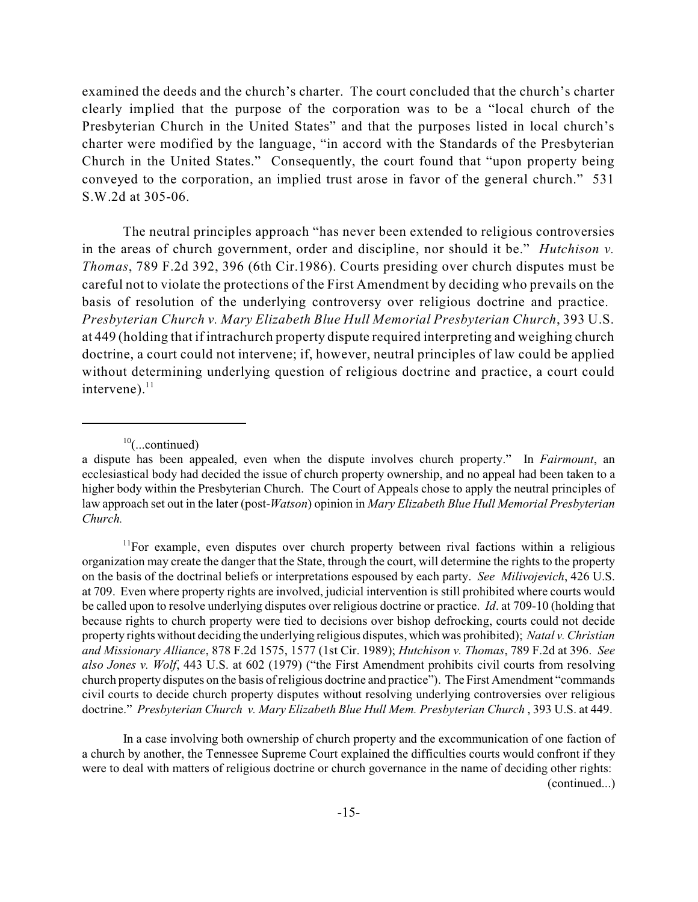examined the deeds and the church's charter. The court concluded that the church's charter clearly implied that the purpose of the corporation was to be a "local church of the Presbyterian Church in the United States" and that the purposes listed in local church's charter were modified by the language, "in accord with the Standards of the Presbyterian Church in the United States." Consequently, the court found that "upon property being conveyed to the corporation, an implied trust arose in favor of the general church." 531 S.W.2d at 305-06.

The neutral principles approach "has never been extended to religious controversies in the areas of church government, order and discipline, nor should it be." *Hutchison v. Thomas*, 789 F.2d 392, 396 (6th Cir.1986). Courts presiding over church disputes must be careful not to violate the protections of the First Amendment by deciding who prevails on the basis of resolution of the underlying controversy over religious doctrine and practice. *Presbyterian Church v. Mary Elizabeth Blue Hull Memorial Presbyterian Church*, 393 U.S. at 449 (holding that if intrachurch property dispute required interpreting and weighing church doctrine, a court could not intervene; if, however, neutral principles of law could be applied without determining underlying question of religious doctrine and practice, a court could intervene).[11]

---

[10](...continued)

a dispute has been appealed, even when the dispute involves church property." In *Fairmount*, an ecclesiastical body had decided the issue of church property ownership, and no appeal had been taken to a higher body within the Presbyterian Church. The Court of Appeals chose to apply the neutral principles of law approach set out in the later (post-*Watson*) opinion in *Mary Elizabeth Blue Hull Memorial Presbyterian Church.*

[11]For example, even disputes over church property between rival factions within a religious organization may create the danger that the State, through the court, will determine the rights to the property on the basis of the doctrinal beliefs or interpretations espoused by each party. *See Milivojevich*, 426 U.S. at 709. Even where property rights are involved, judicial intervention is still prohibited where courts would be called upon to resolve underlying disputes over religious doctrine or practice. *Id*. at 709-10 (holding that because rights to church property were tied to decisions over bishop defrocking, courts could not decide property rights without deciding the underlying religious disputes, which was prohibited); *Natal v. Christian and Missionary Alliance*, 878 F.2d 1575, 1577 (1st Cir. 1989); *Hutchison v. Thomas*, 789 F.2d at 396. *See also Jones v. Wolf*, 443 U.S. at 602 (1979) ("the First Amendment prohibits civil courts from resolving church property disputes on the basis of religious doctrine and practice"). The First Amendment "commands civil courts to decide church property disputes without resolving underlying controversies over religious doctrine." *Presbyterian Church v. Mary Elizabeth Blue Hull Mem. Presbyterian Church* , 393 U.S. at 449.

In a case involving both ownership of church property and the excommunication of one faction of a church by another, the Tennessee Supreme Court explained the difficulties courts would confront if they were to deal with matters of religious doctrine or church governance in the name of deciding other rights:

(continued...)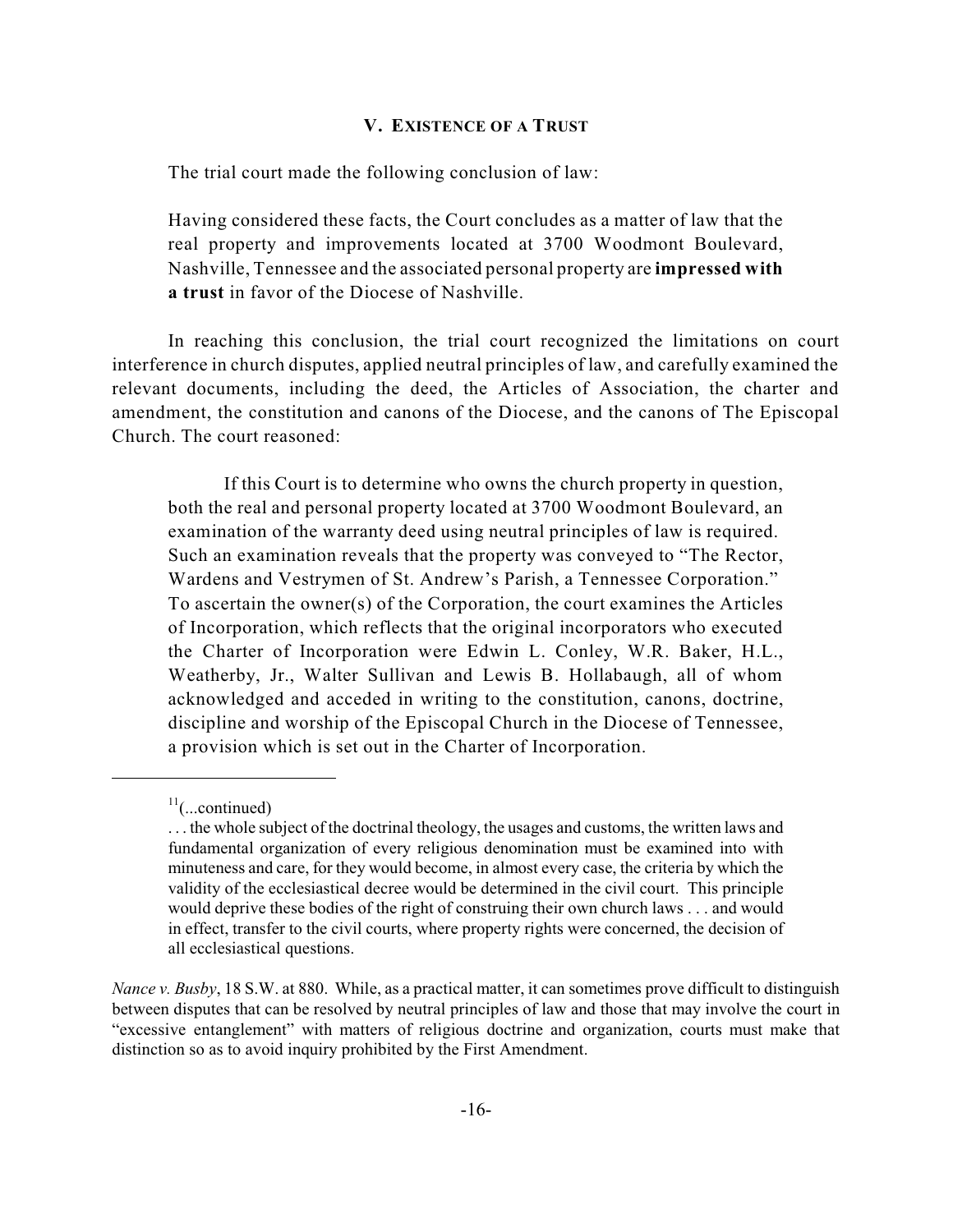## V. EXISTENCE OF A TRUST

The trial court made the following conclusion of law:

> Having considered these facts, the Court concludes as a matter of law that the real property and improvements located at 3700 Woodmont Boulevard, Nashville, Tennessee and the associated personal property are **impressed with a trust** in favor of the Diocese of Nashville.

In reaching this conclusion, the trial court recognized the limitations on court interference in church disputes, applied neutral principles of law, and carefully examined the relevant documents, including the deed, the Articles of Association, the charter and amendment, the constitution and canons of the Diocese, and the canons of The Episcopal Church. The court reasoned:

> If this Court is to determine who owns the church property in question, both the real and personal property located at 3700 Woodmont Boulevard, an examination of the warranty deed using neutral principles of law is required. Such an examination reveals that the property was conveyed to "The Rector, Wardens and Vestrymen of St. Andrew's Parish, a Tennessee Corporation." To ascertain the owner(s) of the Corporation, the court examines the Articles of Incorporation, which reflects that the original incorporators who executed the Charter of Incorporation were Edwin L. Conley, W.R. Baker, H.L., Weatherby, Jr., Walter Sullivan and Lewis B. Hollabaugh, all of whom acknowledged and acceded in writing to the constitution, canons, doctrine, discipline and worship of the Episcopal Church in the Diocese of Tennessee, a provision which is set out in the Charter of Incorporation.

---

[11](...continued)

> . . . the whole subject of the doctrinal theology, the usages and customs, the written laws and fundamental organization of every religious denomination must be examined into with minuteness and care, for they would become, in almost every case, the criteria by which the validity of the ecclesiastical decree would be determined in the civil court. This principle would deprive these bodies of the right of construing their own church laws . . . and would in effect, transfer to the civil courts, where property rights were concerned, the decision of all ecclesiastical questions.

*Nance v. Busby*, 18 S.W. at 880. While, as a practical matter, it can sometimes prove difficult to distinguish between disputes that can be resolved by neutral principles of law and those that may involve the court in "excessive entanglement" with matters of religious doctrine and organization, courts must make that distinction so as to avoid inquiry prohibited by the First Amendment.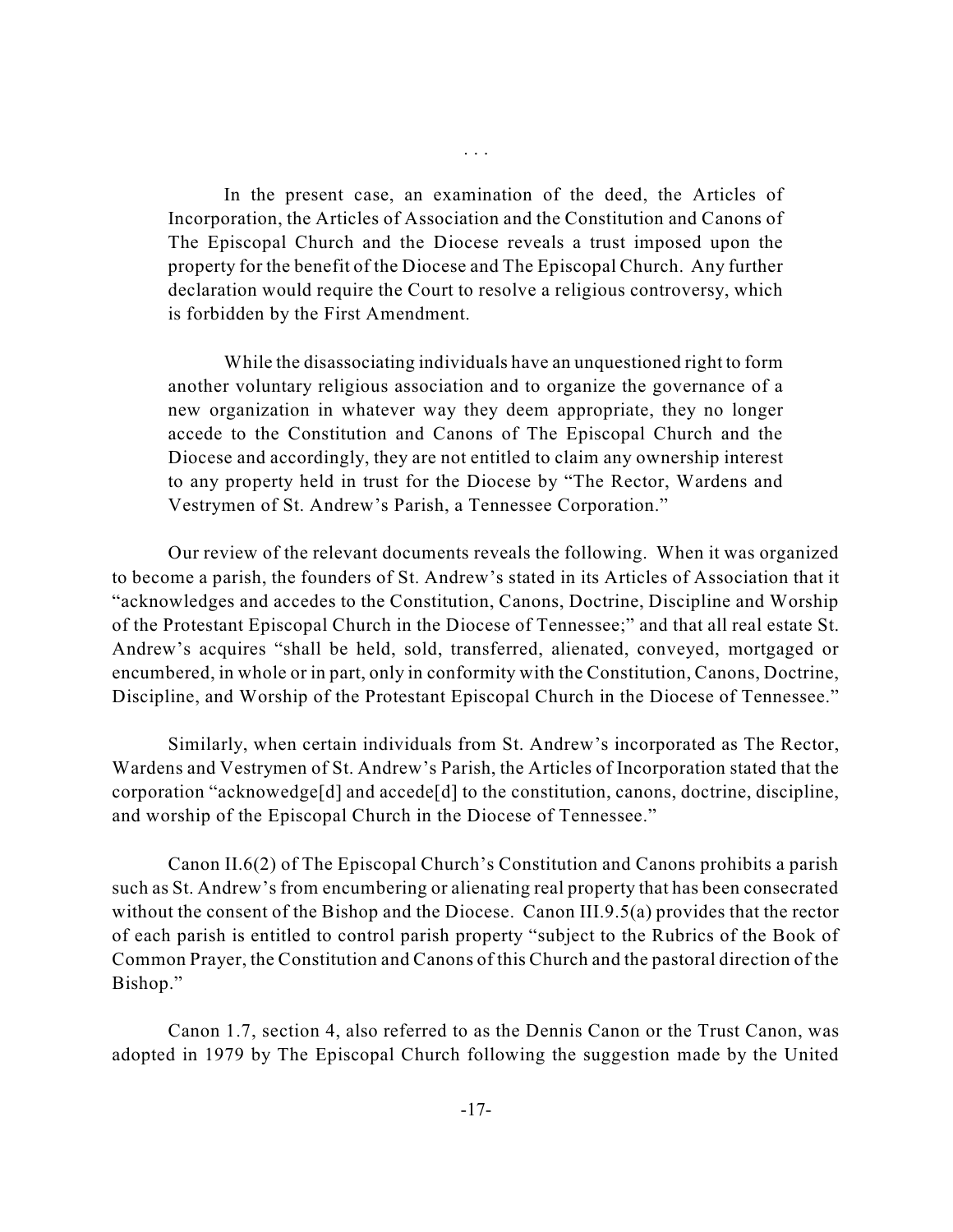. . .

> In the present case, an examination of the deed, the Articles of Incorporation, the Articles of Association and the Constitution and Canons of The Episcopal Church and the Diocese reveals a trust imposed upon the property for the benefit of the Diocese and The Episcopal Church. Any further declaration would require the Court to resolve a religious controversy, which is forbidden by the First Amendment.
>
> While the disassociating individuals have an unquestioned right to form another voluntary religious association and to organize the governance of a new organization in whatever way they deem appropriate, they no longer accede to the Constitution and Canons of The Episcopal Church and the Diocese and accordingly, they are not entitled to claim any ownership interest to any property held in trust for the Diocese by "The Rector, Wardens and Vestrymen of St. Andrew's Parish, a Tennessee Corporation."

Our review of the relevant documents reveals the following. When it was organized to become a parish, the founders of St. Andrew's stated in its Articles of Association that it "acknowledges and accedes to the Constitution, Canons, Doctrine, Discipline and Worship of the Protestant Episcopal Church in the Diocese of Tennessee;" and that all real estate St. Andrew's acquires "shall be held, sold, transferred, alienated, conveyed, mortgaged or encumbered, in whole or in part, only in conformity with the Constitution, Canons, Doctrine, Discipline, and Worship of the Protestant Episcopal Church in the Diocese of Tennessee."

Similarly, when certain individuals from St. Andrew's incorporated as The Rector, Wardens and Vestrymen of St. Andrew's Parish, the Articles of Incorporation stated that the corporation "acknowedge[d] and accede[d] to the constitution, canons, doctrine, discipline, and worship of the Episcopal Church in the Diocese of Tennessee."

Canon II.6(2) of The Episcopal Church's Constitution and Canons prohibits a parish such as St. Andrew's from encumbering or alienating real property that has been consecrated without the consent of the Bishop and the Diocese. Canon III.9.5(a) provides that the rector of each parish is entitled to control parish property "subject to the Rubrics of the Book of Common Prayer, the Constitution and Canons of this Church and the pastoral direction of the Bishop."

Canon 1.7, section 4, also referred to as the Dennis Canon or the Trust Canon, was adopted in 1979 by The Episcopal Church following the suggestion made by the United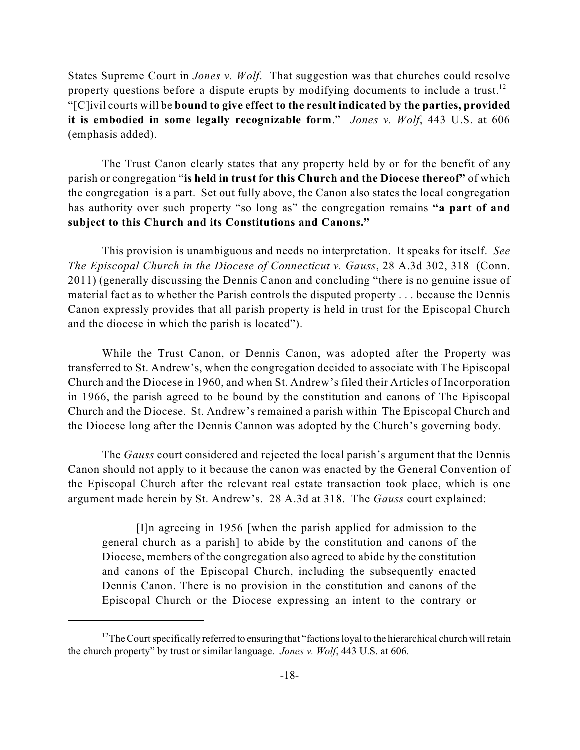States Supreme Court in *Jones v. Wolf*. That suggestion was that churches could resolve property questions before a dispute erupts by modifying documents to include a trust.[12] "[C]ivil courts will be **bound to give effect to the result indicated by the parties, provided it is embodied in some legally recognizable form**." *Jones v. Wolf*, 443 U.S. at 606 (emphasis added).

The Trust Canon clearly states that any property held by or for the benefit of any parish or congregation "**is held in trust for this Church and the Diocese thereof"** of which the congregation is a part. Set out fully above, the Canon also states the local congregation has authority over such property "so long as" the congregation remains **"a part of and subject to this Church and its Constitutions and Canons."**

This provision is unambiguous and needs no interpretation. It speaks for itself. *See The Episcopal Church in the Diocese of Connecticut v. Gauss*, 28 A.3d 302, 318 (Conn. 2011) (generally discussing the Dennis Canon and concluding "there is no genuine issue of material fact as to whether the Parish controls the disputed property . . . because the Dennis Canon expressly provides that all parish property is held in trust for the Episcopal Church and the diocese in which the parish is located").

While the Trust Canon, or Dennis Canon, was adopted after the Property was transferred to St. Andrew's, when the congregation decided to associate with The Episcopal Church and the Diocese in 1960, and when St. Andrew's filed their Articles of Incorporation in 1966, the parish agreed to be bound by the constitution and canons of The Episcopal Church and the Diocese. St. Andrew's remained a parish within The Episcopal Church and the Diocese long after the Dennis Cannon was adopted by the Church's governing body.

The *Gauss* court considered and rejected the local parish's argument that the Dennis Canon should not apply to it because the canon was enacted by the General Convention of the Episcopal Church after the relevant real estate transaction took place, which is one argument made herein by St. Andrew's. 28 A.3d at 318. The *Gauss* court explained:

> [I]n agreeing in 1956 [when the parish applied for admission to the general church as a parish] to abide by the constitution and canons of the Diocese, members of the congregation also agreed to abide by the constitution and canons of the Episcopal Church, including the subsequently enacted Dennis Canon. There is no provision in the constitution and canons of the Episcopal Church or the Diocese expressing an intent to the contrary or

---

[12] The Court specifically referred to ensuring that "factions loyal to the hierarchical church will retain the church property" by trust or similar language. *Jones v. Wolf*, 443 U.S. at 606.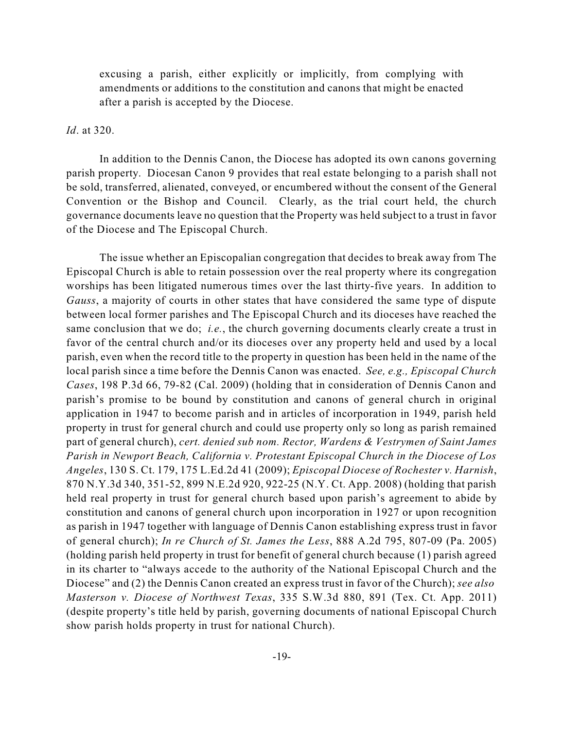excusing a parish, either explicitly or implicitly, from complying with amendments or additions to the constitution and canons that might be enacted after a parish is accepted by the Diocese.

*Id*. at 320.

In addition to the Dennis Canon, the Diocese has adopted its own canons governing parish property. Diocesan Canon 9 provides that real estate belonging to a parish shall not be sold, transferred, alienated, conveyed, or encumbered without the consent of the General Convention or the Bishop and Council. Clearly, as the trial court held, the church governance documents leave no question that the Property was held subject to a trust in favor of the Diocese and The Episcopal Church.

The issue whether an Episcopalian congregation that decides to break away from The Episcopal Church is able to retain possession over the real property where its congregation worships has been litigated numerous times over the last thirty-five years. In addition to *Gauss*, a majority of courts in other states that have considered the same type of dispute between local former parishes and The Episcopal Church and its dioceses have reached the same conclusion that we do; *i.e.*, the church governing documents clearly create a trust in favor of the central church and/or its dioceses over any property held and used by a local parish, even when the record title to the property in question has been held in the name of the local parish since a time before the Dennis Canon was enacted. *See, e.g., Episcopal Church Cases*, 198 P.3d 66, 79-82 (Cal. 2009) (holding that in consideration of Dennis Canon and parish's promise to be bound by constitution and canons of general church in original application in 1947 to become parish and in articles of incorporation in 1949, parish held property in trust for general church and could use property only so long as parish remained part of general church), *cert. denied sub nom. Rector, Wardens & Vestrymen of Saint James Parish in Newport Beach, California v. Protestant Episcopal Church in the Diocese of Los Angeles*, 130 S. Ct. 179, 175 L.Ed.2d 41 (2009); *Episcopal Diocese of Rochester v. Harnish*, 870 N.Y.3d 340, 351-52, 899 N.E.2d 920, 922-25 (N.Y. Ct. App. 2008) (holding that parish held real property in trust for general church based upon parish's agreement to abide by constitution and canons of general church upon incorporation in 1927 or upon recognition as parish in 1947 together with language of Dennis Canon establishing express trust in favor of general church); *In re Church of St. James the Less*, 888 A.2d 795, 807-09 (Pa. 2005) (holding parish held property in trust for benefit of general church because (1) parish agreed in its charter to "always accede to the authority of the National Episcopal Church and the Diocese" and (2) the Dennis Canon created an express trust in favor of the Church); *see also Masterson v. Diocese of Northwest Texas*, 335 S.W.3d 880, 891 (Tex. Ct. App. 2011) (despite property's title held by parish, governing documents of national Episcopal Church show parish holds property in trust for national Church).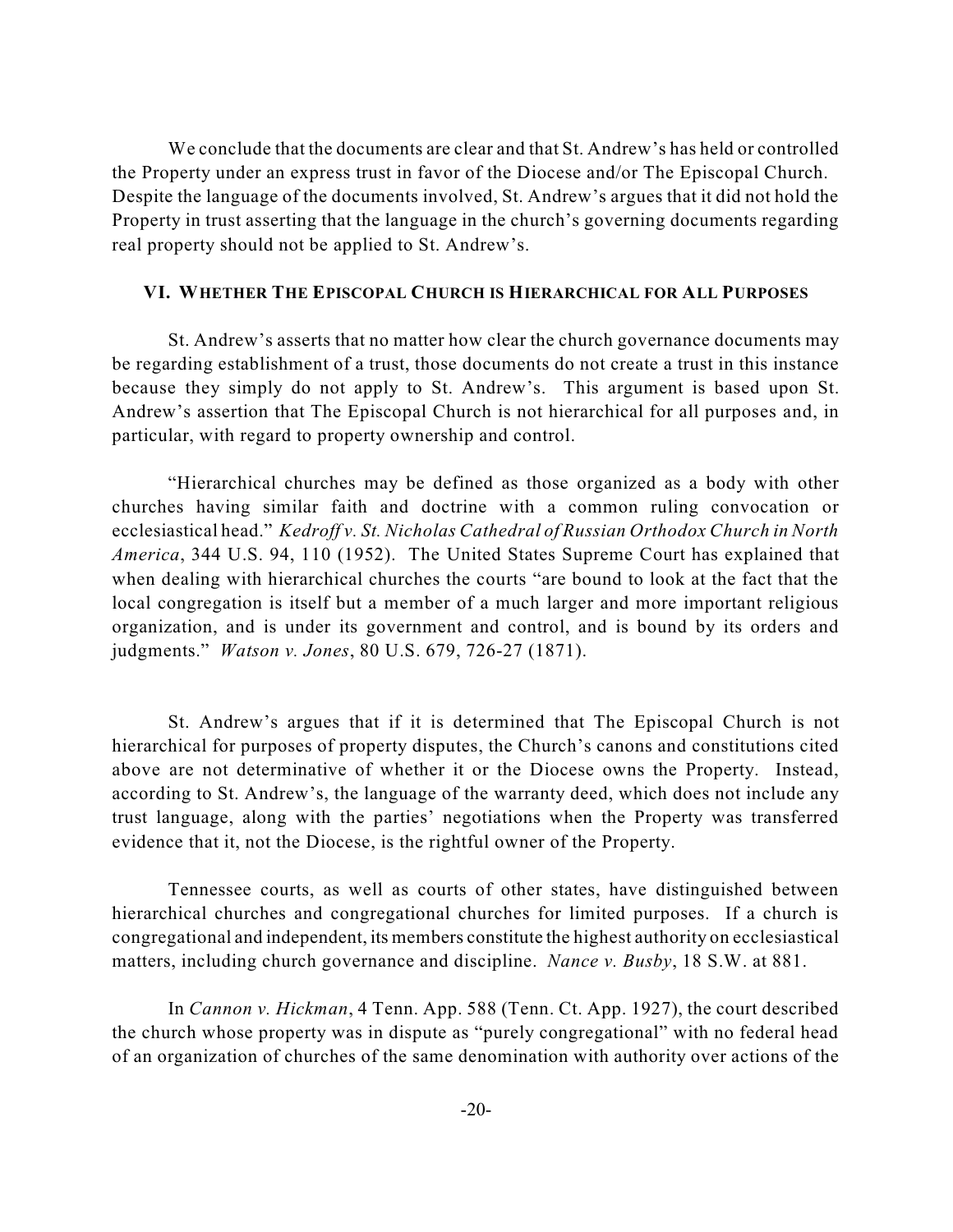We conclude that the documents are clear and that St. Andrew's has held or controlled the Property under an express trust in favor of the Diocese and/or The Episcopal Church. Despite the language of the documents involved, St. Andrew's argues that it did not hold the Property in trust asserting that the language in the church's governing documents regarding real property should not be applied to St. Andrew's.

## VI. Whether The Episcopal Church is Hierarchical for All Purposes

St. Andrew's asserts that no matter how clear the church governance documents may be regarding establishment of a trust, those documents do not create a trust in this instance because they simply do not apply to St. Andrew's. This argument is based upon St. Andrew's assertion that The Episcopal Church is not hierarchical for all purposes and, in particular, with regard to property ownership and control.

"Hierarchical churches may be defined as those organized as a body with other churches having similar faith and doctrine with a common ruling convocation or ecclesiastical head." *Kedroff v. St. Nicholas Cathedral of Russian Orthodox Church in North America*, 344 U.S. 94, 110 (1952). The United States Supreme Court has explained that when dealing with hierarchical churches the courts "are bound to look at the fact that the local congregation is itself but a member of a much larger and more important religious organization, and is under its government and control, and is bound by its orders and judgments." *Watson v. Jones*, 80 U.S. 679, 726-27 (1871).

St. Andrew's argues that if it is determined that The Episcopal Church is not hierarchical for purposes of property disputes, the Church's canons and constitutions cited above are not determinative of whether it or the Diocese owns the Property. Instead, according to St. Andrew's, the language of the warranty deed, which does not include any trust language, along with the parties' negotiations when the Property was transferred evidence that it, not the Diocese, is the rightful owner of the Property.

Tennessee courts, as well as courts of other states, have distinguished between hierarchical churches and congregational churches for limited purposes. If a church is congregational and independent, its members constitute the highest authority on ecclesiastical matters, including church governance and discipline. *Nance v. Busby*, 18 S.W. at 881.

In *Cannon v. Hickman*, 4 Tenn. App. 588 (Tenn. Ct. App. 1927), the court described the church whose property was in dispute as "purely congregational" with no federal head of an organization of churches of the same denomination with authority over actions of the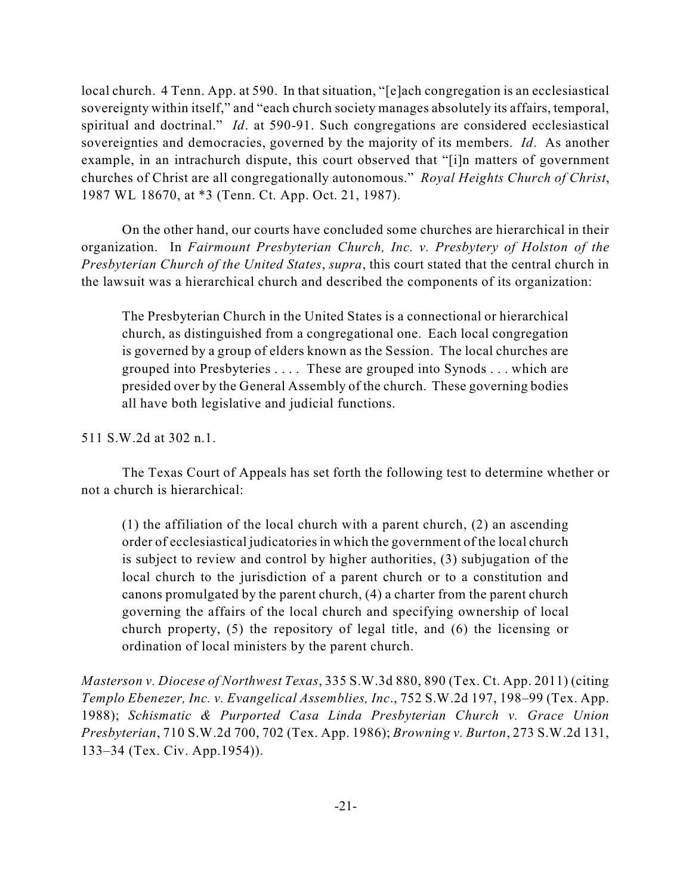local church. 4 Tenn. App. at 590. In that situation, "[e]ach congregation is an ecclesiastical sovereignty within itself," and "each church society manages absolutely its affairs, temporal, spiritual and doctrinal." *Id*. at 590-91. Such congregations are considered ecclesiastical sovereignties and democracies, governed by the majority of its members. *Id*. As another example, in an intrachurch dispute, this court observed that "[i]n matters of government churches of Christ are all congregationally autonomous." *Royal Heights Church of Christ*, 1987 WL 18670, at *3 (Tenn. Ct. App. Oct. 21, 1987).

On the other hand, our courts have concluded some churches are hierarchical in their organization. In *Fairmount Presbyterian Church, Inc. v. Presbytery of Holston of the Presbyterian Church of the United States*, *supra*, this court stated that the central church in the lawsuit was a hierarchical church and described the components of its organization:

> The Presbyterian Church in the United States is a connectional or hierarchical church, as distinguished from a congregational one. Each local congregation is governed by a group of elders known as the Session. The local churches are grouped into Presbyteries . . . . These are grouped into Synods . . . which are presided over by the General Assembly of the church. These governing bodies all have both legislative and judicial functions.

511 S.W.2d at 302 n.1.

The Texas Court of Appeals has set forth the following test to determine whether or not a church is hierarchical:

> (1) the affiliation of the local church with a parent church, (2) an ascending order of ecclesiastical judicatories in which the government of the local church is subject to review and control by higher authorities, (3) subjugation of the local church to the jurisdiction of a parent church or to a constitution and canons promulgated by the parent church, (4) a charter from the parent church governing the affairs of the local church and specifying ownership of local church property, (5) the repository of legal title, and (6) the licensing or ordination of local ministers by the parent church.

*Masterson v. Diocese of Northwest Texas*, 335 S.W.3d 880, 890 (Tex. Ct. App. 2011) (citing *Templo Ebenezer, Inc. v. Evangelical Assemblies, Inc*., 752 S.W.2d 197, 198–99 (Tex. App. 1988); *Schismatic & Purported Casa Linda Presbyterian Church v. Grace Union Presbyterian*, 710 S.W.2d 700, 702 (Tex. App. 1986); *Browning v. Burton*, 273 S.W.2d 131, 133–34 (Tex. Civ. App.1954)).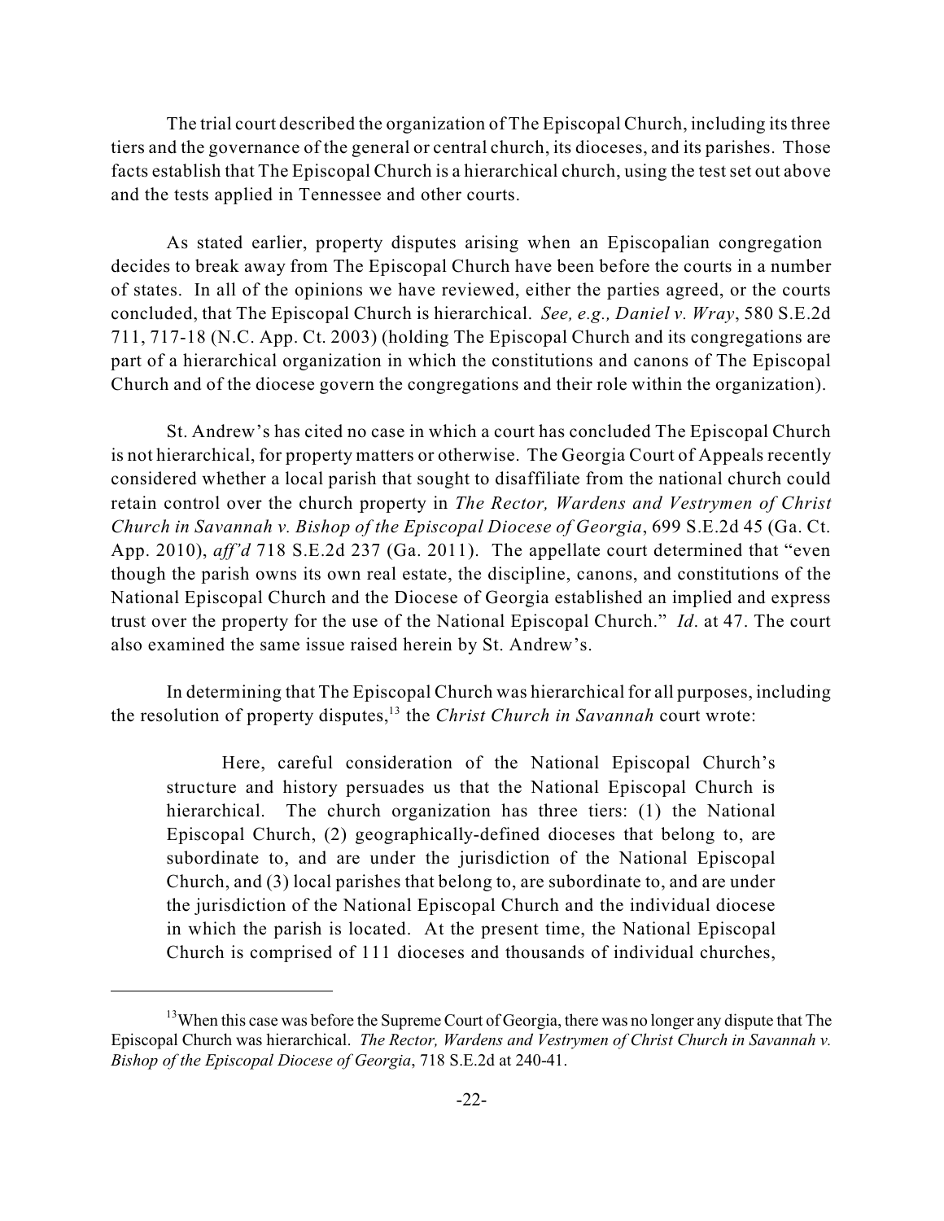The trial court described the organization of The Episcopal Church, including its three tiers and the governance of the general or central church, its dioceses, and its parishes. Those facts establish that The Episcopal Church is a hierarchical church, using the test set out above and the tests applied in Tennessee and other courts.

As stated earlier, property disputes arising when an Episcopalian congregation decides to break away from The Episcopal Church have been before the courts in a number of states. In all of the opinions we have reviewed, either the parties agreed, or the courts concluded, that The Episcopal Church is hierarchical. *See, e.g., Daniel v. Wray*, 580 S.E.2d 711, 717-18 (N.C. App. Ct. 2003) (holding The Episcopal Church and its congregations are part of a hierarchical organization in which the constitutions and canons of The Episcopal Church and of the diocese govern the congregations and their role within the organization).

St. Andrew's has cited no case in which a court has concluded The Episcopal Church is not hierarchical, for property matters or otherwise. The Georgia Court of Appeals recently considered whether a local parish that sought to disaffiliate from the national church could retain control over the church property in *The Rector, Wardens and Vestrymen of Christ Church in Savannah v. Bishop of the Episcopal Diocese of Georgia*, 699 S.E.2d 45 (Ga. Ct. App. 2010), *aff'd* 718 S.E.2d 237 (Ga. 2011). The appellate court determined that "even though the parish owns its own real estate, the discipline, canons, and constitutions of the National Episcopal Church and the Diocese of Georgia established an implied and express trust over the property for the use of the National Episcopal Church." *Id*. at 47. The court also examined the same issue raised herein by St. Andrew's.

In determining that The Episcopal Church was hierarchical for all purposes, including the resolution of property disputes,[13] the *Christ Church in Savannah* court wrote:

> Here, careful consideration of the National Episcopal Church's structure and history persuades us that the National Episcopal Church is hierarchical. The church organization has three tiers: (1) the National Episcopal Church, (2) geographically-defined dioceses that belong to, are subordinate to, and are under the jurisdiction of the National Episcopal Church, and (3) local parishes that belong to, are subordinate to, and are under the jurisdiction of the National Episcopal Church and the individual diocese in which the parish is located. At the present time, the National Episcopal Church is comprised of 111 dioceses and thousands of individual churches,

---

[13] When this case was before the Supreme Court of Georgia, there was no longer any dispute that The Episcopal Church was hierarchical. *The Rector, Wardens and Vestrymen of Christ Church in Savannah v. Bishop of the Episcopal Diocese of Georgia*, 718 S.E.2d at 240-41.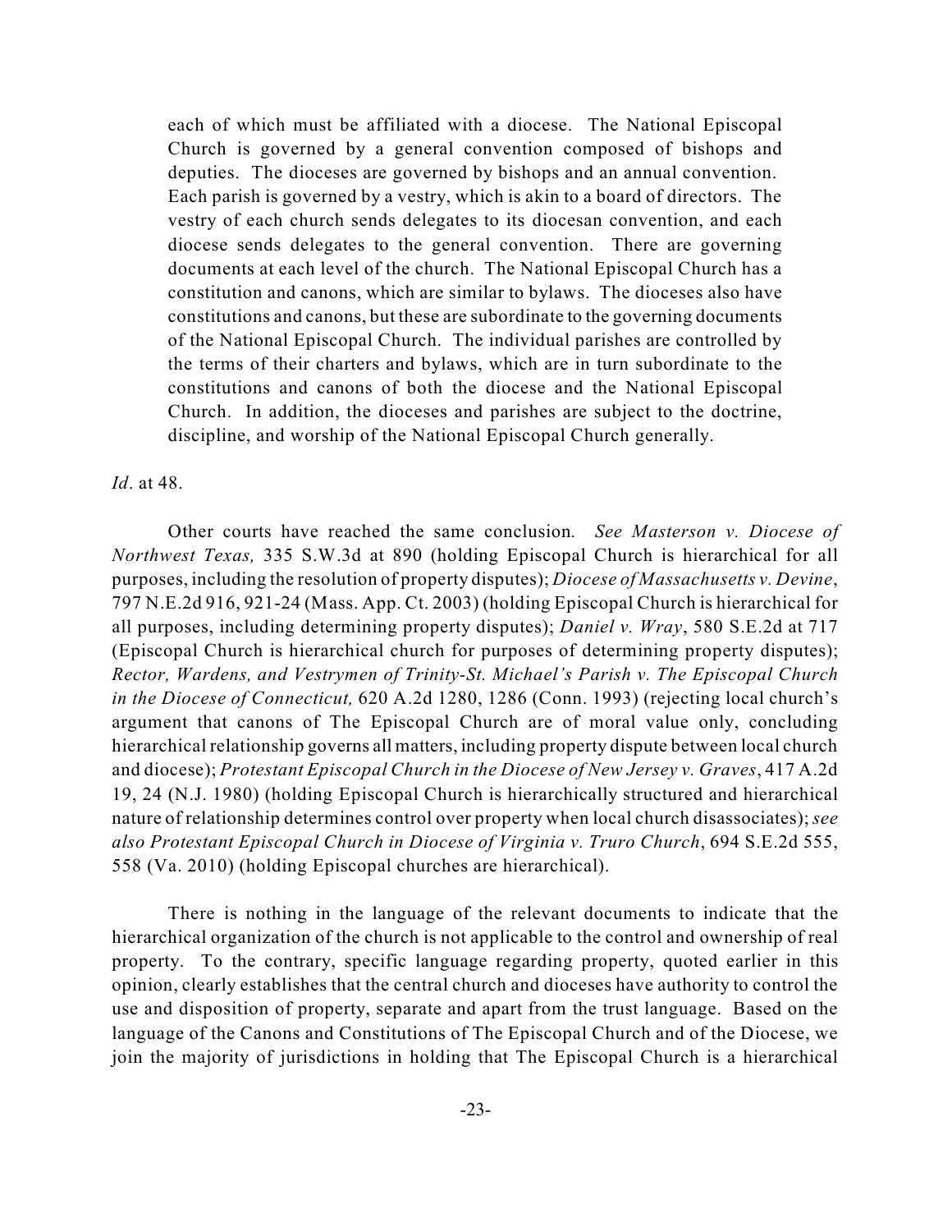> each of which must be affiliated with a diocese. The National Episcopal Church is governed by a general convention composed of bishops and deputies. The dioceses are governed by bishops and an annual convention. Each parish is governed by a vestry, which is akin to a board of directors. The vestry of each church sends delegates to its diocesan convention, and each diocese sends delegates to the general convention. There are governing documents at each level of the church. The National Episcopal Church has a constitution and canons, which are similar to bylaws. The dioceses also have constitutions and canons, but these are subordinate to the governing documents of the National Episcopal Church. The individual parishes are controlled by the terms of their charters and bylaws, which are in turn subordinate to the constitutions and canons of both the diocese and the National Episcopal Church. In addition, the dioceses and parishes are subject to the doctrine, discipline, and worship of the National Episcopal Church generally.

*Id*. at 48.

Other courts have reached the same conclusion. *See Masterson v. Diocese of Northwest Texas,* 335 S.W.3d at 890 (holding Episcopal Church is hierarchical for all purposes, including the resolution of property disputes); *Diocese of Massachusetts v. Devine*, 797 N.E.2d 916, 921-24 (Mass. App. Ct. 2003) (holding Episcopal Church is hierarchical for all purposes, including determining property disputes); *Daniel v. Wray*, 580 S.E.2d at 717 (Episcopal Church is hierarchical church for purposes of determining property disputes); *Rector, Wardens, and Vestrymen of Trinity-St. Michael's Parish v. The Episcopal Church in the Diocese of Connecticut,* 620 A.2d 1280, 1286 (Conn. 1993) (rejecting local church's argument that canons of The Episcopal Church are of moral value only, concluding hierarchical relationship governs all matters, including property dispute between local church and diocese); *Protestant Episcopal Church in the Diocese of New Jersey v. Graves*, 417 A.2d 19, 24 (N.J. 1980) (holding Episcopal Church is hierarchically structured and hierarchical nature of relationship determines control over property when local church disassociates); *see also Protestant Episcopal Church in Diocese of Virginia v. Truro Church*, 694 S.E.2d 555, 558 (Va. 2010) (holding Episcopal churches are hierarchical).

There is nothing in the language of the relevant documents to indicate that the hierarchical organization of the church is not applicable to the control and ownership of real property. To the contrary, specific language regarding property, quoted earlier in this opinion, clearly establishes that the central church and dioceses have authority to control the use and disposition of property, separate and apart from the trust language. Based on the language of the Canons and Constitutions of The Episcopal Church and of the Diocese, we join the majority of jurisdictions in holding that The Episcopal Church is a hierarchical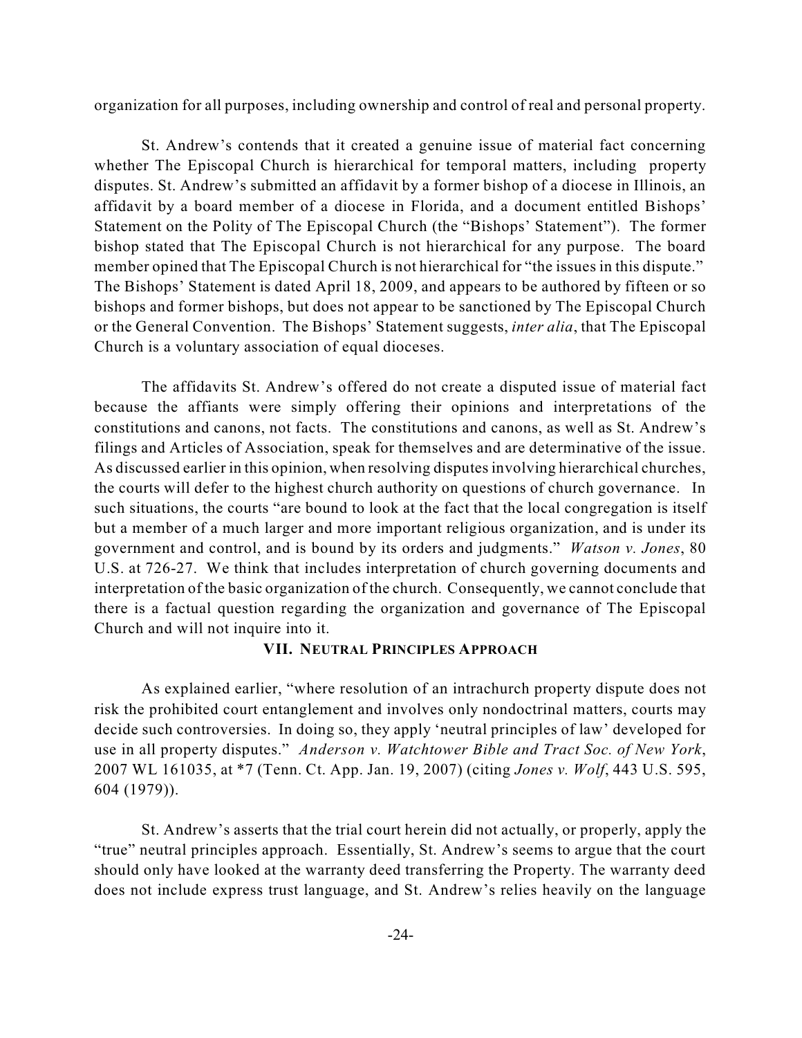organization for all purposes, including ownership and control of real and personal property.

St. Andrew's contends that it created a genuine issue of material fact concerning whether The Episcopal Church is hierarchical for temporal matters, including property disputes. St. Andrew's submitted an affidavit by a former bishop of a diocese in Illinois, an affidavit by a board member of a diocese in Florida, and a document entitled Bishops' Statement on the Polity of The Episcopal Church (the "Bishops' Statement"). The former bishop stated that The Episcopal Church is not hierarchical for any purpose. The board member opined that The Episcopal Church is not hierarchical for "the issues in this dispute." The Bishops' Statement is dated April 18, 2009, and appears to be authored by fifteen or so bishops and former bishops, but does not appear to be sanctioned by The Episcopal Church or the General Convention. The Bishops' Statement suggests, *inter alia*, that The Episcopal Church is a voluntary association of equal dioceses.

The affidavits St. Andrew's offered do not create a disputed issue of material fact because the affiants were simply offering their opinions and interpretations of the constitutions and canons, not facts. The constitutions and canons, as well as St. Andrew's filings and Articles of Association, speak for themselves and are determinative of the issue. As discussed earlier in this opinion, when resolving disputes involving hierarchical churches, the courts will defer to the highest church authority on questions of church governance. In such situations, the courts "are bound to look at the fact that the local congregation is itself but a member of a much larger and more important religious organization, and is under its government and control, and is bound by its orders and judgments." *Watson v. Jones*, 80 U.S. at 726-27. We think that includes interpretation of church governing documents and interpretation of the basic organization of the church. Consequently, we cannot conclude that there is a factual question regarding the organization and governance of The Episcopal Church and will not inquire into it.

## VII. Neutral Principles Approach

As explained earlier, "where resolution of an intrachurch property dispute does not risk the prohibited court entanglement and involves only nondoctrinal matters, courts may decide such controversies. In doing so, they apply 'neutral principles of law' developed for use in all property disputes." *Anderson v. Watchtower Bible and Tract Soc. of New York*, 2007 WL 161035, at *7 (Tenn. Ct. App. Jan. 19, 2007) (citing *Jones v. Wolf*, 443 U.S. 595, 604 (1979)).

St. Andrew's asserts that the trial court herein did not actually, or properly, apply the "true" neutral principles approach. Essentially, St. Andrew's seems to argue that the court should only have looked at the warranty deed transferring the Property. The warranty deed does not include express trust language, and St. Andrew's relies heavily on the language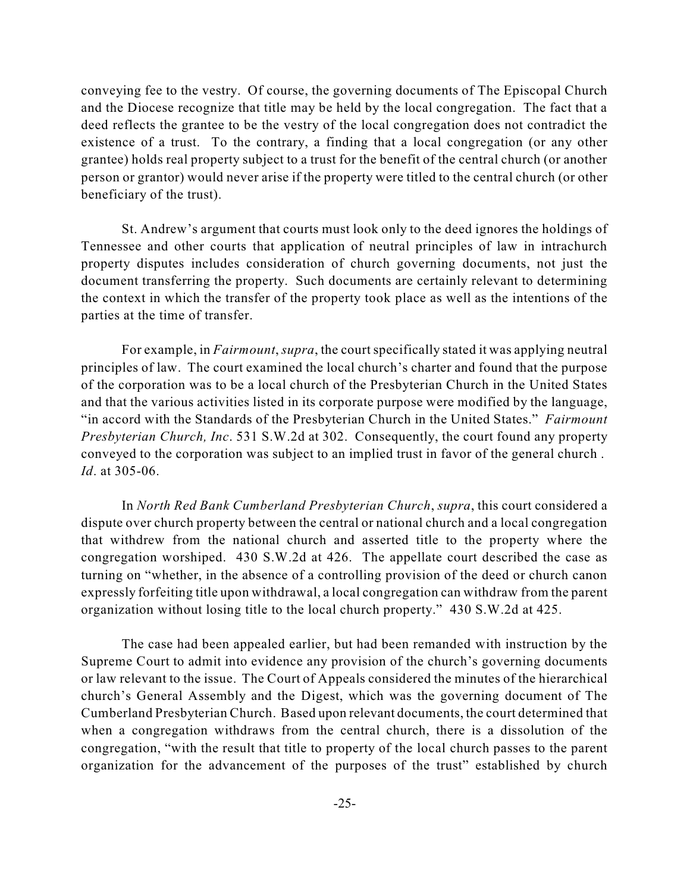conveying fee to the vestry. Of course, the governing documents of The Episcopal Church and the Diocese recognize that title may be held by the local congregation. The fact that a deed reflects the grantee to be the vestry of the local congregation does not contradict the existence of a trust. To the contrary, a finding that a local congregation (or any other grantee) holds real property subject to a trust for the benefit of the central church (or another person or grantor) would never arise if the property were titled to the central church (or other beneficiary of the trust).

St. Andrew's argument that courts must look only to the deed ignores the holdings of Tennessee and other courts that application of neutral principles of law in intrachurch property disputes includes consideration of church governing documents, not just the document transferring the property. Such documents are certainly relevant to determining the context in which the transfer of the property took place as well as the intentions of the parties at the time of transfer.

For example, in *Fairmount*, *supra*, the court specifically stated it was applying neutral principles of law. The court examined the local church's charter and found that the purpose of the corporation was to be a local church of the Presbyterian Church in the United States and that the various activities listed in its corporate purpose were modified by the language, "in accord with the Standards of the Presbyterian Church in the United States." *Fairmount Presbyterian Church, Inc*. 531 S.W.2d at 302. Consequently, the court found any property conveyed to the corporation was subject to an implied trust in favor of the general church . *Id*. at 305-06.

In *North Red Bank Cumberland Presbyterian Church*, *supra*, this court considered a dispute over church property between the central or national church and a local congregation that withdrew from the national church and asserted title to the property where the congregation worshiped. 430 S.W.2d at 426. The appellate court described the case as turning on "whether, in the absence of a controlling provision of the deed or church canon expressly forfeiting title upon withdrawal, a local congregation can withdraw from the parent organization without losing title to the local church property." 430 S.W.2d at 425.

The case had been appealed earlier, but had been remanded with instruction by the Supreme Court to admit into evidence any provision of the church's governing documents or law relevant to the issue. The Court of Appeals considered the minutes of the hierarchical church's General Assembly and the Digest, which was the governing document of The Cumberland Presbyterian Church. Based upon relevant documents, the court determined that when a congregation withdraws from the central church, there is a dissolution of the congregation, "with the result that title to property of the local church passes to the parent organization for the advancement of the purposes of the trust" established by church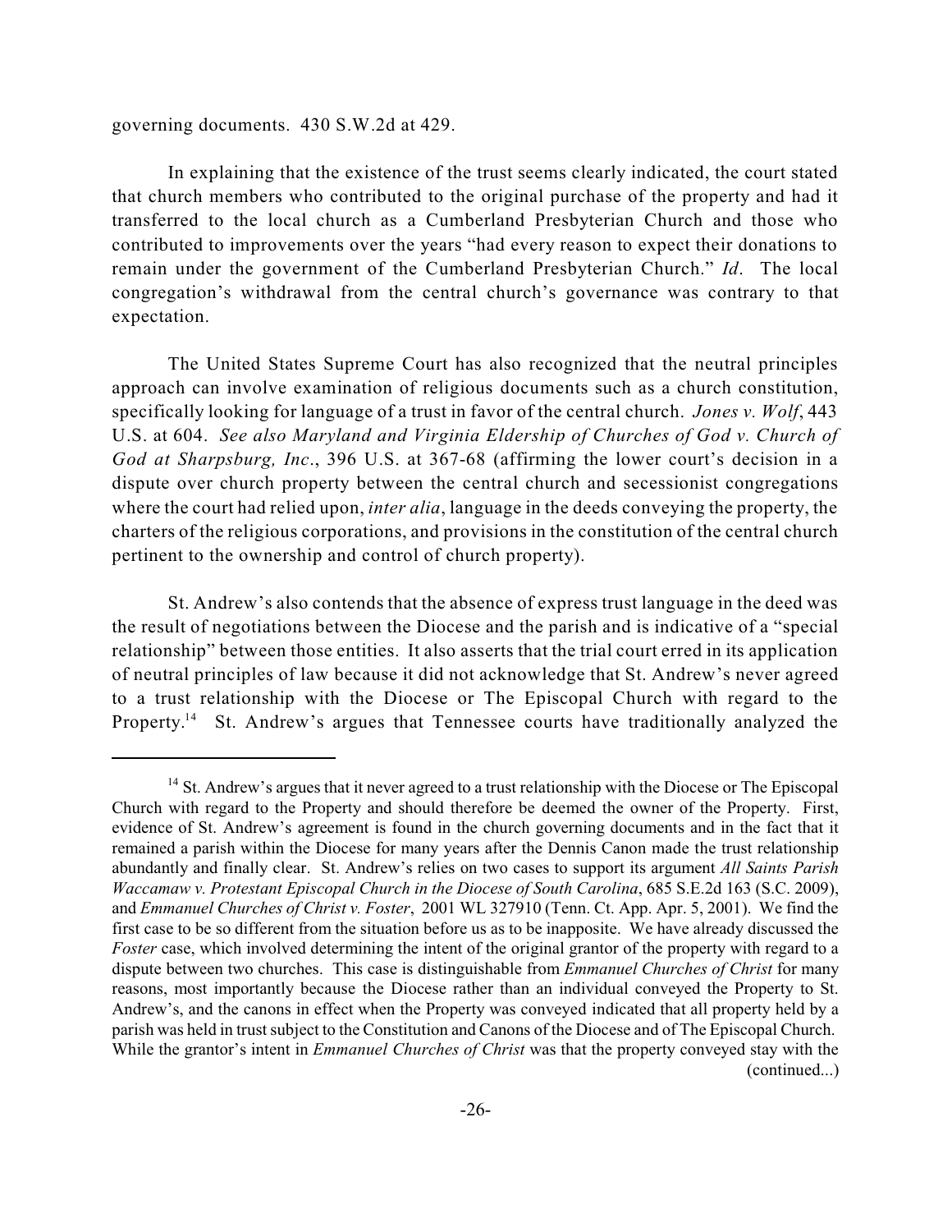governing documents. 430 S.W.2d at 429.

In explaining that the existence of the trust seems clearly indicated, the court stated that church members who contributed to the original purchase of the property and had it transferred to the local church as a Cumberland Presbyterian Church and those who contributed to improvements over the years "had every reason to expect their donations to remain under the government of the Cumberland Presbyterian Church." *Id*. The local congregation's withdrawal from the central church's governance was contrary to that expectation.

The United States Supreme Court has also recognized that the neutral principles approach can involve examination of religious documents such as a church constitution, specifically looking for language of a trust in favor of the central church. *Jones v. Wolf*, 443 U.S. at 604. *See also Maryland and Virginia Eldership of Churches of God v. Church of God at Sharpsburg, Inc*., 396 U.S. at 367-68 (affirming the lower court's decision in a dispute over church property between the central church and secessionist congregations where the court had relied upon, *inter alia*, language in the deeds conveying the property, the charters of the religious corporations, and provisions in the constitution of the central church pertinent to the ownership and control of church property).

St. Andrew's also contends that the absence of express trust language in the deed was the result of negotiations between the Diocese and the parish and is indicative of a "special relationship" between those entities. It also asserts that the trial court erred in its application of neutral principles of law because it did not acknowledge that St. Andrew's never agreed to a trust relationship with the Diocese or The Episcopal Church with regard to the Property.[14] St. Andrew's argues that Tennessee courts have traditionally analyzed the

---

[14] St. Andrew's argues that it never agreed to a trust relationship with the Diocese or The Episcopal Church with regard to the Property and should therefore be deemed the owner of the Property. First, evidence of St. Andrew's agreement is found in the church governing documents and in the fact that it remained a parish within the Diocese for many years after the Dennis Canon made the trust relationship abundantly and finally clear. St. Andrew's relies on two cases to support its argument *All Saints Parish Waccamaw v. Protestant Episcopal Church in the Diocese of South Carolina*, 685 S.E.2d 163 (S.C. 2009), and *Emmanuel Churches of Christ v. Foster*, 2001 WL 327910 (Tenn. Ct. App. Apr. 5, 2001). We find the first case to be so different from the situation before us as to be inapposite. We have already discussed the *Foster* case, which involved determining the intent of the original grantor of the property with regard to a dispute between two churches. This case is distinguishable from *Emmanuel Churches of Christ* for many reasons, most importantly because the Diocese rather than an individual conveyed the Property to St. Andrew's, and the canons in effect when the Property was conveyed indicated that all property held by a parish was held in trust subject to the Constitution and Canons of the Diocese and of The Episcopal Church. While the grantor's intent in *Emmanuel Churches of Christ* was that the property conveyed stay with the (continued...)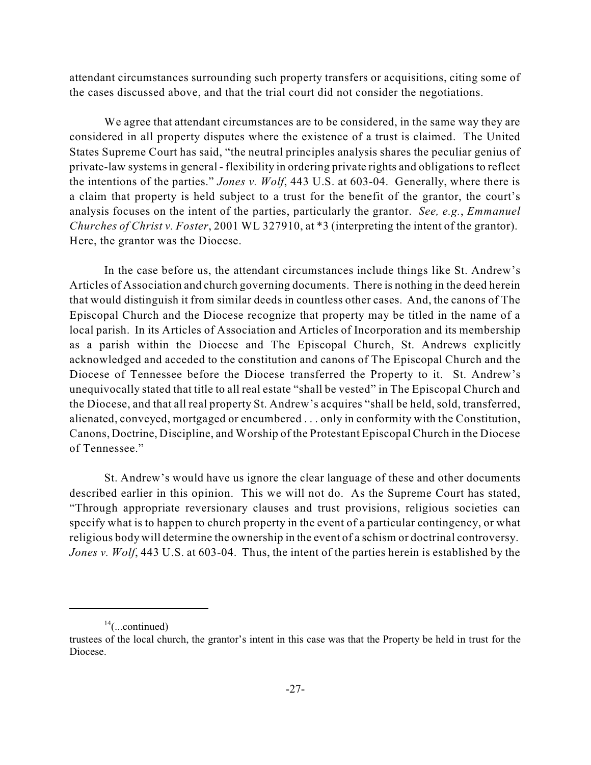attendant circumstances surrounding such property transfers or acquisitions, citing some of the cases discussed above, and that the trial court did not consider the negotiations.

We agree that attendant circumstances are to be considered, in the same way they are considered in all property disputes where the existence of a trust is claimed. The United States Supreme Court has said, "the neutral principles analysis shares the peculiar genius of private-law systems in general - flexibility in ordering private rights and obligations to reflect the intentions of the parties." *Jones v. Wolf*, 443 U.S. at 603-04. Generally, where there is a claim that property is held subject to a trust for the benefit of the grantor, the court's analysis focuses on the intent of the parties, particularly the grantor. *See, e.g.*, *Emmanuel Churches of Christ v. Foster*, 2001 WL 327910, at *3 (interpreting the intent of the grantor). Here, the grantor was the Diocese.

In the case before us, the attendant circumstances include things like St. Andrew's Articles of Association and church governing documents. There is nothing in the deed herein that would distinguish it from similar deeds in countless other cases. And, the canons of The Episcopal Church and the Diocese recognize that property may be titled in the name of a local parish. In its Articles of Association and Articles of Incorporation and its membership as a parish within the Diocese and The Episcopal Church, St. Andrews explicitly acknowledged and acceded to the constitution and canons of The Episcopal Church and the Diocese of Tennessee before the Diocese transferred the Property to it. St. Andrew's unequivocally stated that title to all real estate "shall be vested" in The Episcopal Church and the Diocese, and that all real property St. Andrew's acquires "shall be held, sold, transferred, alienated, conveyed, mortgaged or encumbered . . . only in conformity with the Constitution, Canons, Doctrine, Discipline, and Worship of the Protestant Episcopal Church in the Diocese of Tennessee."

St. Andrew's would have us ignore the clear language of these and other documents described earlier in this opinion. This we will not do. As the Supreme Court has stated, "Through appropriate reversionary clauses and trust provisions, religious societies can specify what is to happen to church property in the event of a particular contingency, or what religious body will determine the ownership in the event of a schism or doctrinal controversy. *Jones v. Wolf*, 443 U.S. at 603-04. Thus, the intent of the parties herein is established by the

---

[14](...continued)
trustees of the local church, the grantor's intent in this case was that the Property be held in trust for the Diocese.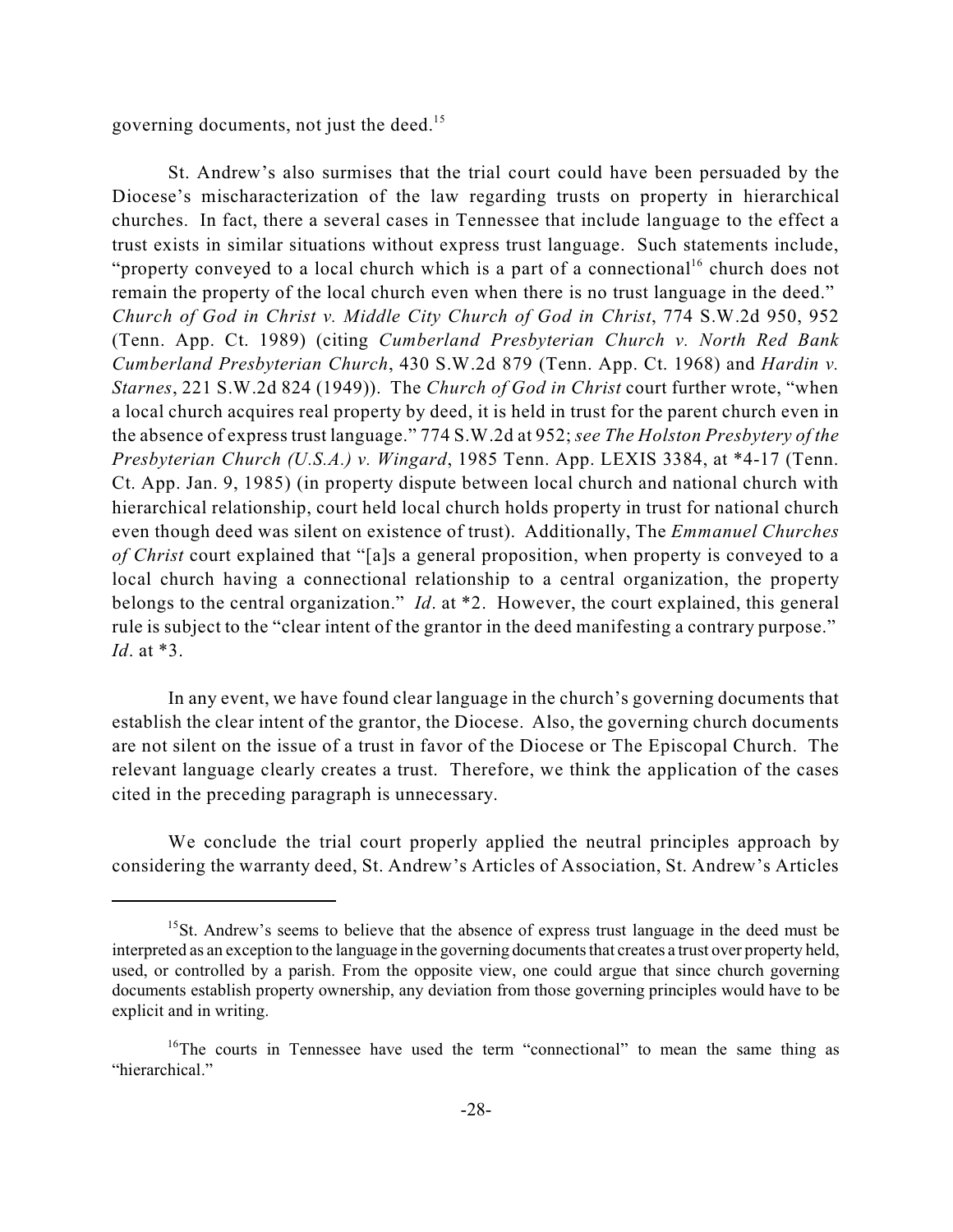governing documents, not just the deed.[15]

St. Andrew's also surmises that the trial court could have been persuaded by the Diocese's mischaracterization of the law regarding trusts on property in hierarchical churches. In fact, there a several cases in Tennessee that include language to the effect a trust exists in similar situations without express trust language. Such statements include, "property conveyed to a local church which is a part of a connectional[16] church does not remain the property of the local church even when there is no trust language in the deed." *Church of God in Christ v. Middle City Church of God in Christ*, 774 S.W.2d 950, 952 (Tenn. App. Ct. 1989) (citing *Cumberland Presbyterian Church v. North Red Bank Cumberland Presbyterian Church*, 430 S.W.2d 879 (Tenn. App. Ct. 1968) and *Hardin v. Starnes*, 221 S.W.2d 824 (1949)). The *Church of God in Christ* court further wrote, "when a local church acquires real property by deed, it is held in trust for the parent church even in the absence of express trust language." 774 S.W.2d at 952; *see The Holston Presbytery of the Presbyterian Church (U.S.A.) v. Wingard*, 1985 Tenn. App. LEXIS 3384, at *4-17 (Tenn. Ct. App. Jan. 9, 1985) (in property dispute between local church and national church with hierarchical relationship, court held local church holds property in trust for national church even though deed was silent on existence of trust). Additionally, The *Emmanuel Churches of Christ* court explained that "[a]s a general proposition, when property is conveyed to a local church having a connectional relationship to a central organization, the property belongs to the central organization." *Id*. at *2. However, the court explained, this general rule is subject to the "clear intent of the grantor in the deed manifesting a contrary purpose." *Id*. at *3.

In any event, we have found clear language in the church's governing documents that establish the clear intent of the grantor, the Diocese. Also, the governing church documents are not silent on the issue of a trust in favor of the Diocese or The Episcopal Church. The relevant language clearly creates a trust. Therefore, we think the application of the cases cited in the preceding paragraph is unnecessary.

We conclude the trial court properly applied the neutral principles approach by considering the warranty deed, St. Andrew's Articles of Association, St. Andrew's Articles

---

[15] St. Andrew's seems to believe that the absence of express trust language in the deed must be interpreted as an exception to the language in the governing documents that creates a trust over property held, used, or controlled by a parish. From the opposite view, one could argue that since church governing documents establish property ownership, any deviation from those governing principles would have to be explicit and in writing.

[16] The courts in Tennessee have used the term "connectional" to mean the same thing as "hierarchical."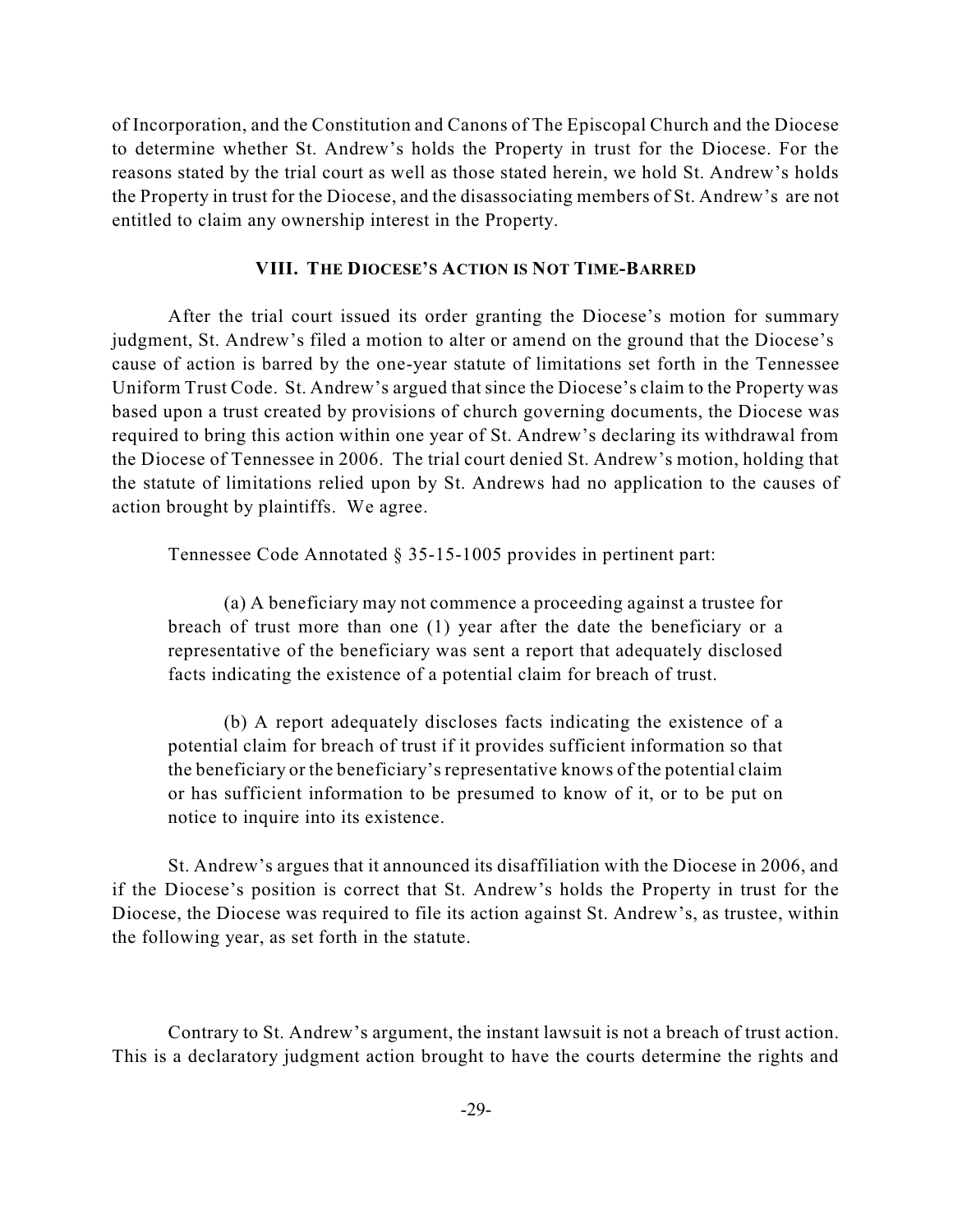of Incorporation, and the Constitution and Canons of The Episcopal Church and the Diocese to determine whether St. Andrew's holds the Property in trust for the Diocese. For the reasons stated by the trial court as well as those stated herein, we hold St. Andrew's holds the Property in trust for the Diocese, and the disassociating members of St. Andrew's are not entitled to claim any ownership interest in the Property.

### VIII. THE DIOCESE'S ACTION IS NOT TIME-BARRED

After the trial court issued its order granting the Diocese's motion for summary judgment, St. Andrew's filed a motion to alter or amend on the ground that the Diocese's cause of action is barred by the one-year statute of limitations set forth in the Tennessee Uniform Trust Code. St. Andrew's argued that since the Diocese's claim to the Property was based upon a trust created by provisions of church governing documents, the Diocese was required to bring this action within one year of St. Andrew's declaring its withdrawal from the Diocese of Tennessee in 2006. The trial court denied St. Andrew's motion, holding that the statute of limitations relied upon by St. Andrews had no application to the causes of action brought by plaintiffs. We agree.

Tennessee Code Annotated § 35-15-1005 provides in pertinent part:

> (a) A beneficiary may not commence a proceeding against a trustee for breach of trust more than one (1) year after the date the beneficiary or a representative of the beneficiary was sent a report that adequately disclosed facts indicating the existence of a potential claim for breach of trust.
>
> (b) A report adequately discloses facts indicating the existence of a potential claim for breach of trust if it provides sufficient information so that the beneficiary or the beneficiary's representative knows of the potential claim or has sufficient information to be presumed to know of it, or to be put on notice to inquire into its existence.

St. Andrew's argues that it announced its disaffiliation with the Diocese in 2006, and if the Diocese's position is correct that St. Andrew's holds the Property in trust for the Diocese, the Diocese was required to file its action against St. Andrew's, as trustee, within the following year, as set forth in the statute.

Contrary to St. Andrew's argument, the instant lawsuit is not a breach of trust action. This is a declaratory judgment action brought to have the courts determine the rights and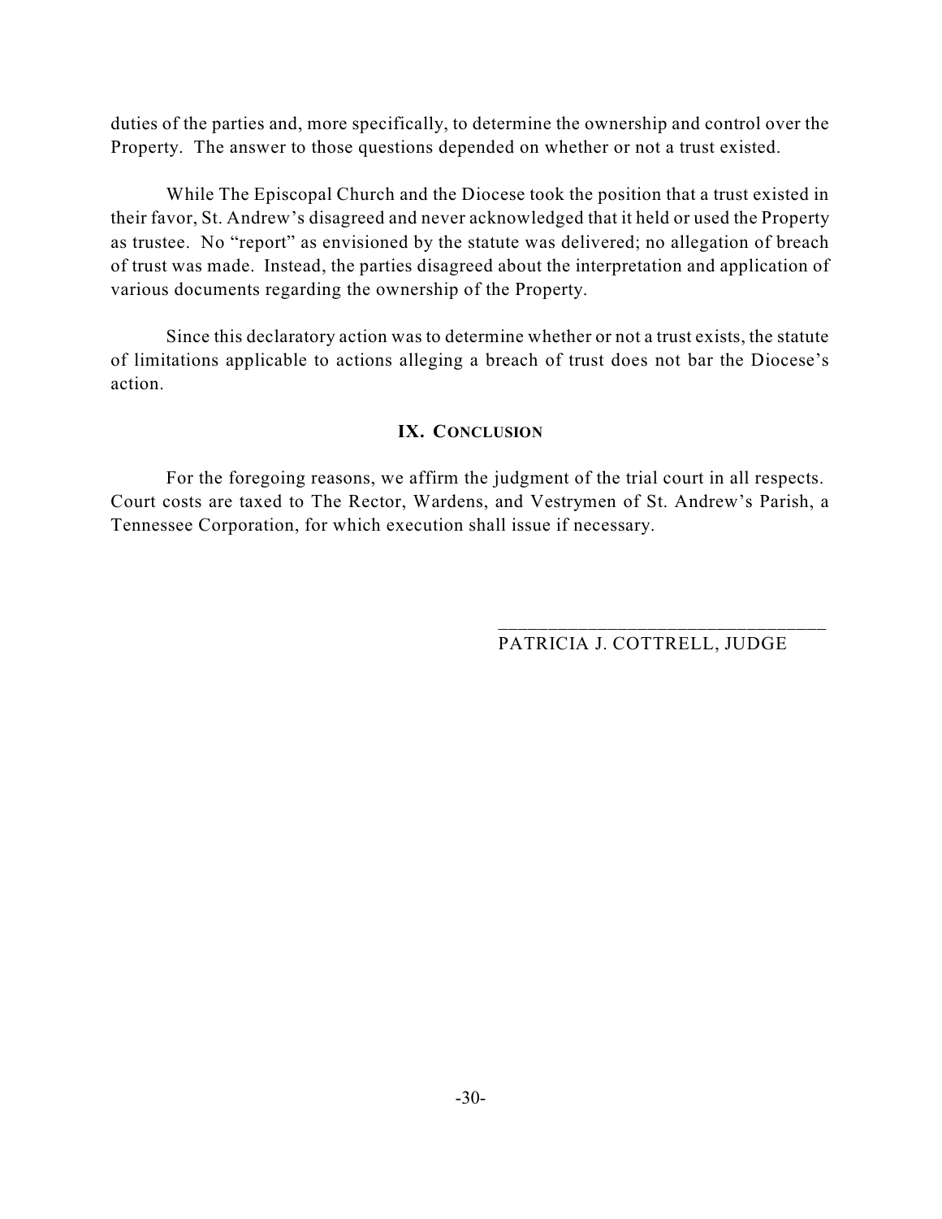duties of the parties and, more specifically, to determine the ownership and control over the Property. The answer to those questions depended on whether or not a trust existed.

While The Episcopal Church and the Diocese took the position that a trust existed in their favor, St. Andrew's disagreed and never acknowledged that it held or used the Property as trustee. No "report" as envisioned by the statute was delivered; no allegation of breach of trust was made. Instead, the parties disagreed about the interpretation and application of various documents regarding the ownership of the Property.

Since this declaratory action was to determine whether or not a trust exists, the statute of limitations applicable to actions alleging a breach of trust does not bar the Diocese's action.

## IX. CONCLUSION

For the foregoing reasons, we affirm the judgment of the trial court in all respects. Court costs are taxed to The Rector, Wardens, and Vestrymen of St. Andrew's Parish, a Tennessee Corporation, for which execution shall issue if necessary.

\_\_\_\_\_\_\_\_\_\_\_\_\_\_\_\_\_\_\_\_\_\_\_\_\_\_\_\_\_\_\_\_\_\_\_\_

PATRICIA J. COTTRELL, JUDGE